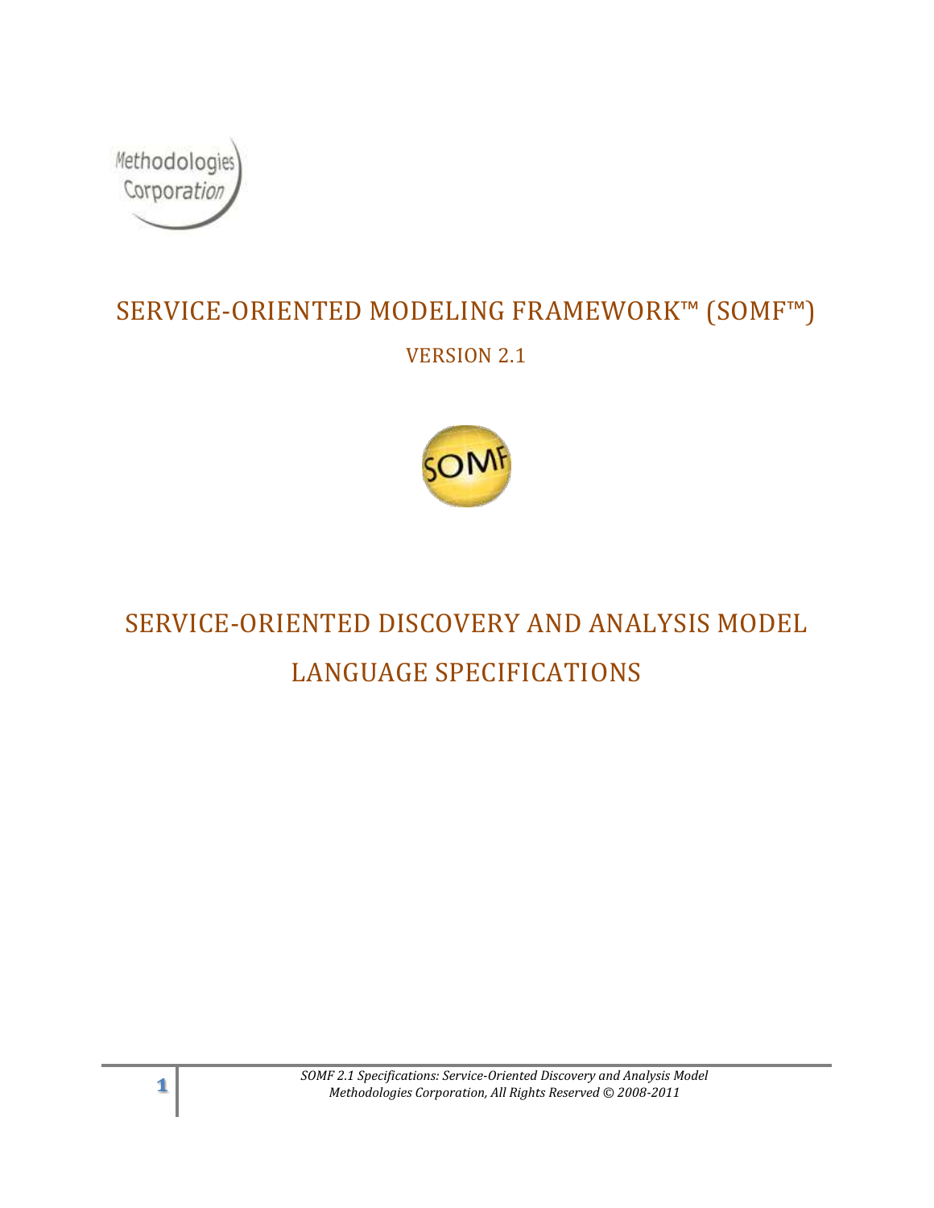Methodologies Corporation

# SERVICE-ORIENTED MODELING FRAMEWORK™ (SOMF™)

VERSION 2.1

SOMF

# SERVICE-ORIENTED DISCOVERY AND ANALYSIS MODEL LANGUAGE SPECIFICATIONS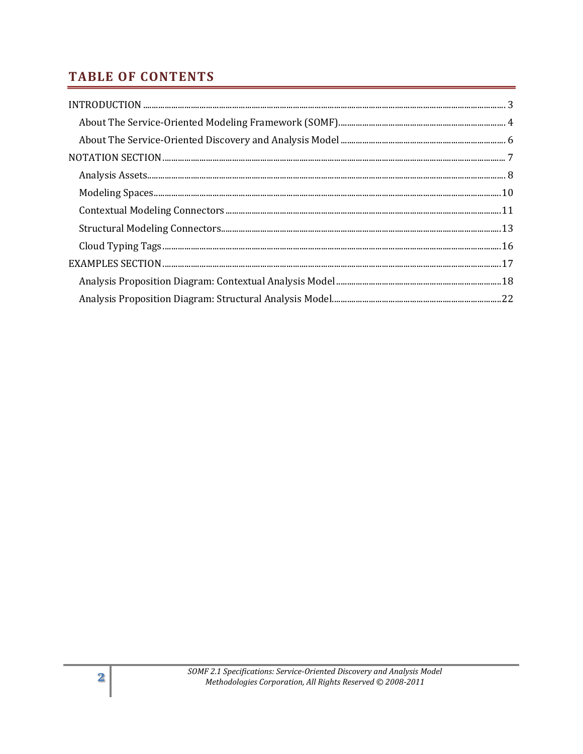## TABLE OF CONTENTS

INTRODUCTION ..... 3

- About The Service-Oriented Modeling Framework (SOMF) ..... 4
- About The Service-Oriented Discovery and Analysis Model ..... 6

NOTATION SECTION ..... 7

- Analysis Assets ..... 8
- Modeling Spaces ..... 10
- Contextual Modeling Connectors ..... 11
- Structural Modeling Connectors ..... 13
- Cloud Typing Tags ..... 16

EXAMPLES SECTION ..... 17

- Analysis Proposition Diagram: Contextual Analysis Model ..... 18
- Analysis Proposition Diagram: Structural Analysis Model ..... 22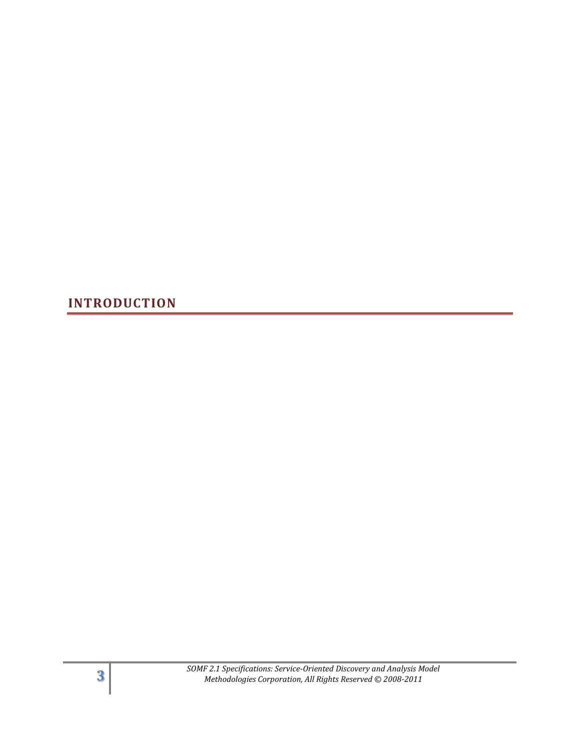# INTRODUCTION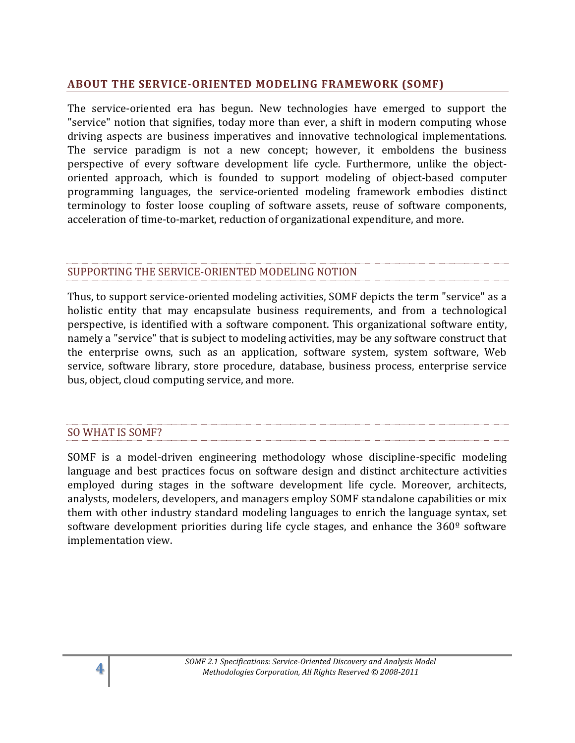## ABOUT THE SERVICE-ORIENTED MODELING FRAMEWORK (SOMF)

The service-oriented era has begun. New technologies have emerged to support the "service" notion that signifies, today more than ever, a shift in modern computing whose driving aspects are business imperatives and innovative technological implementations. The service paradigm is not a new concept; however, it emboldens the business perspective of every software development life cycle. Furthermore, unlike the object-oriented approach, which is founded to support modeling of object-based computer programming languages, the service-oriented modeling framework embodies distinct terminology to foster loose coupling of software assets, reuse of software components, acceleration of time-to-market, reduction of organizational expenditure, and more.

### SUPPORTING THE SERVICE-ORIENTED MODELING NOTION

Thus, to support service-oriented modeling activities, SOMF depicts the term "service" as a holistic entity that may encapsulate business requirements, and from a technological perspective, is identified with a software component. This organizational software entity, namely a "service" that is subject to modeling activities, may be any software construct that the enterprise owns, such as an application, software system, system software, Web service, software library, store procedure, database, business process, enterprise service bus, object, cloud computing service, and more.

### SO WHAT IS SOMF?

SOMF is a model-driven engineering methodology whose discipline-specific modeling language and best practices focus on software design and distinct architecture activities employed during stages in the software development life cycle. Moreover, architects, analysts, modelers, developers, and managers employ SOMF standalone capabilities or mix them with other industry standard modeling languages to enrich the language syntax, set software development priorities during life cycle stages, and enhance the 360º software implementation view.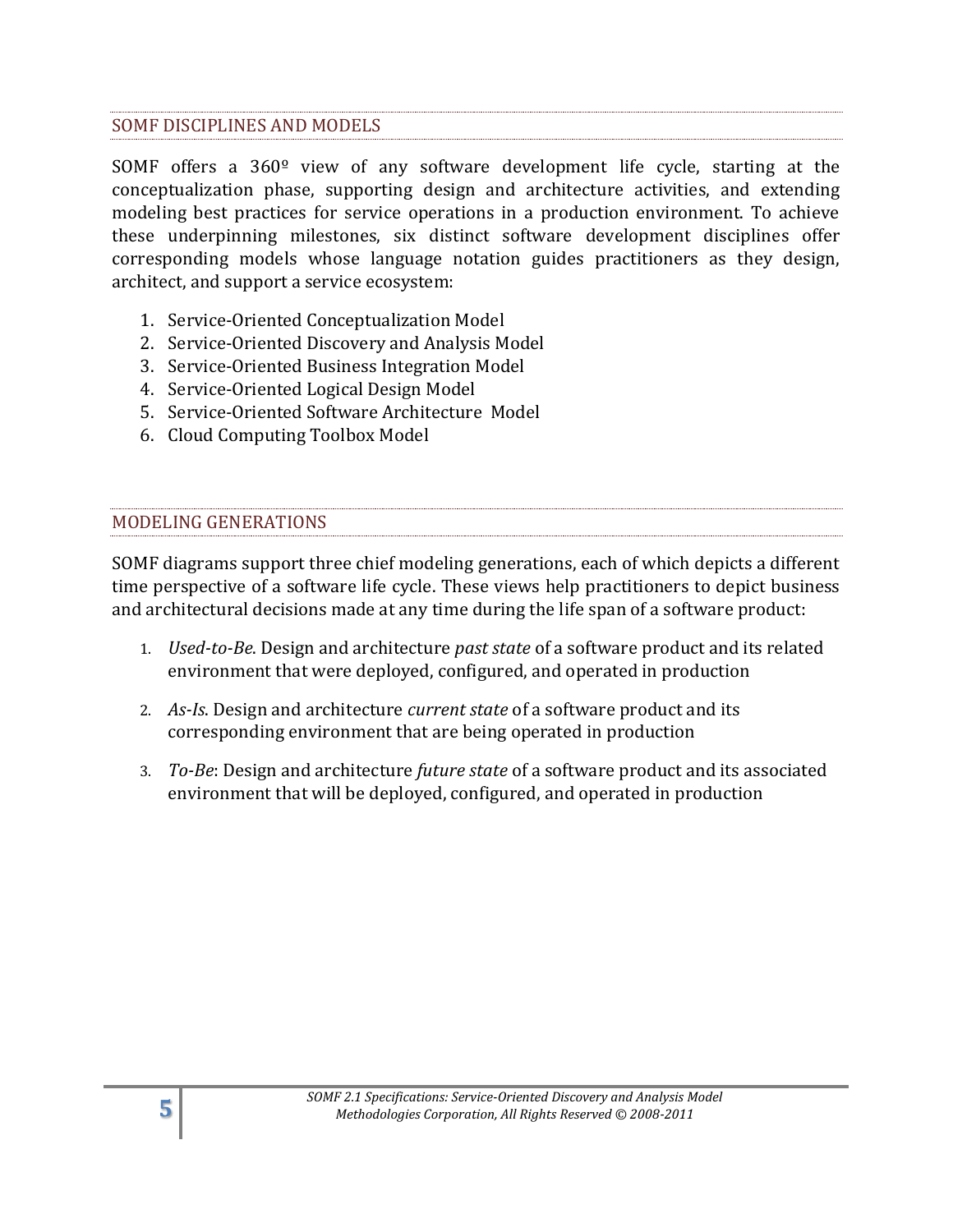## SOMF DISCIPLINES AND MODELS

SOMF offers a 360º view of any software development life cycle, starting at the conceptualization phase, supporting design and architecture activities, and extending modeling best practices for service operations in a production environment. To achieve these underpinning milestones, six distinct software development disciplines offer corresponding models whose language notation guides practitioners as they design, architect, and support a service ecosystem:

1. Service-Oriented Conceptualization Model
2. Service-Oriented Discovery and Analysis Model
3. Service-Oriented Business Integration Model
4. Service-Oriented Logical Design Model
5. Service-Oriented Software Architecture Model
6. Cloud Computing Toolbox Model

## MODELING GENERATIONS

SOMF diagrams support three chief modeling generations, each of which depicts a different time perspective of a software life cycle. These views help practitioners to depict business and architectural decisions made at any time during the life span of a software product:

1. *Used-to-Be*. Design and architecture *past state* of a software product and its related environment that were deployed, configured, and operated in production
2. *As-Is*. Design and architecture *current state* of a software product and its corresponding environment that are being operated in production
3. *To-Be*: Design and architecture *future state* of a software product and its associated environment that will be deployed, configured, and operated in production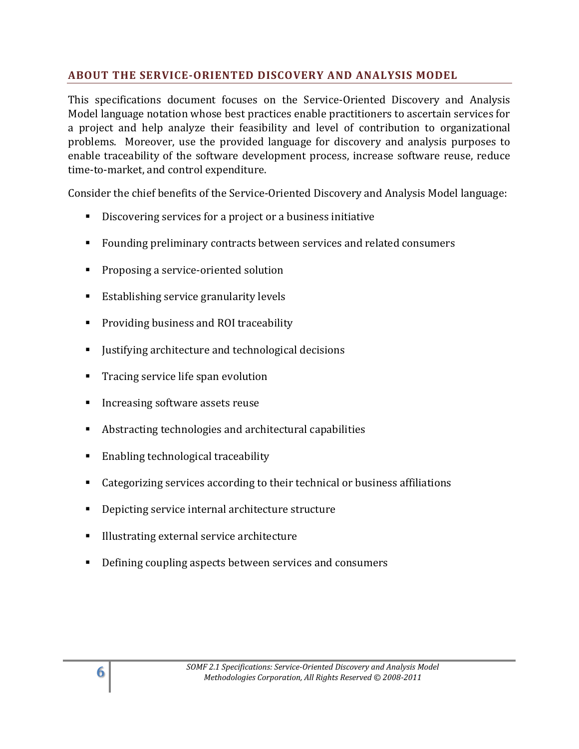## ABOUT THE SERVICE-ORIENTED DISCOVERY AND ANALYSIS MODEL

This specifications document focuses on the Service-Oriented Discovery and Analysis Model language notation whose best practices enable practitioners to ascertain services for a project and help analyze their feasibility and level of contribution to organizational problems. Moreover, use the provided language for discovery and analysis purposes to enable traceability of the software development process, increase software reuse, reduce time-to-market, and control expenditure.

Consider the chief benefits of the Service-Oriented Discovery and Analysis Model language:

- Discovering services for a project or a business initiative
- Founding preliminary contracts between services and related consumers
- Proposing a service-oriented solution
- Establishing service granularity levels
- Providing business and ROI traceability
- Justifying architecture and technological decisions
- Tracing service life span evolution
- Increasing software assets reuse
- Abstracting technologies and architectural capabilities
- Enabling technological traceability
- Categorizing services according to their technical or business affiliations
- Depicting service internal architecture structure
- Illustrating external service architecture
- Defining coupling aspects between services and consumers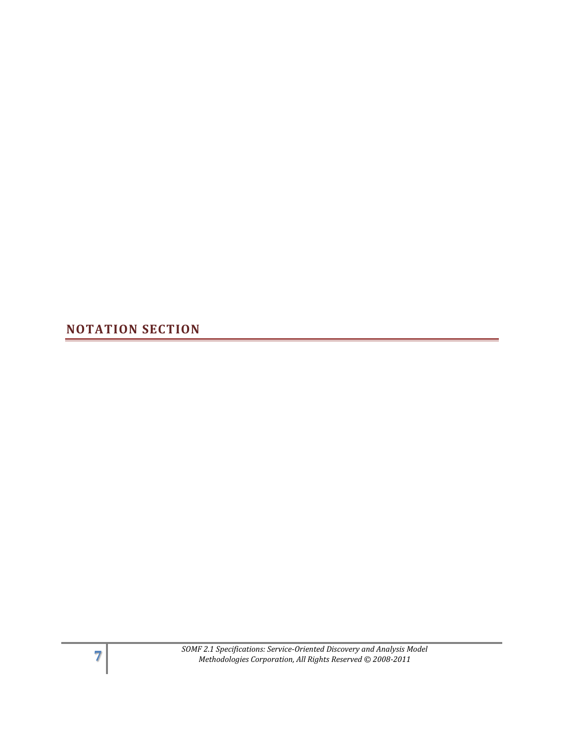# NOTATION SECTION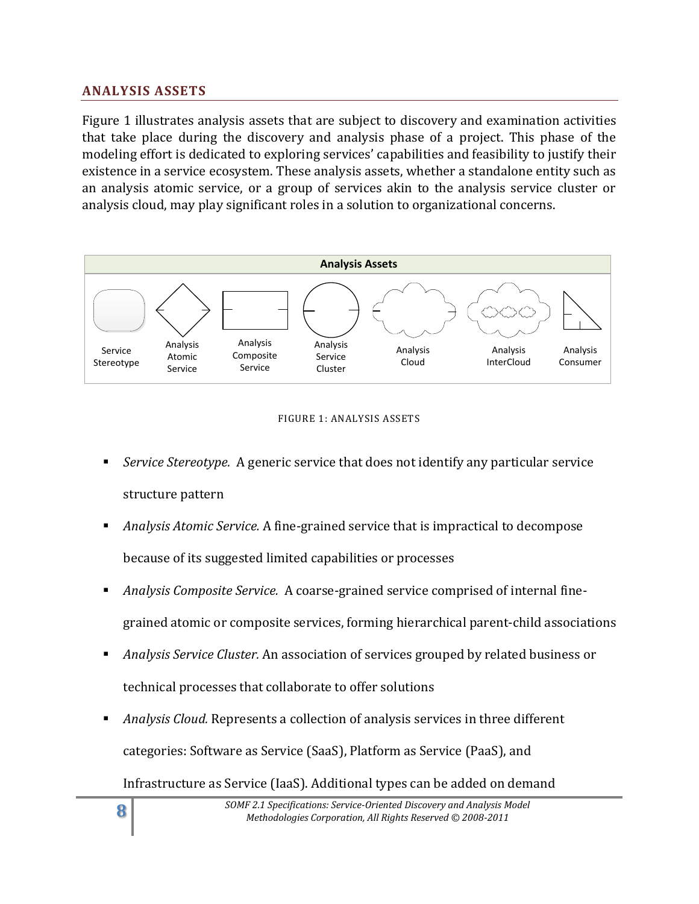## ANALYSIS ASSETS

Figure 1 illustrates analysis assets that are subject to discovery and examination activities that take place during the discovery and analysis phase of a project. This phase of the modeling effort is dedicated to exploring services' capabilities and feasibility to justify their existence in a service ecosystem. These analysis assets, whether a standalone entity such as an analysis atomic service, or a group of services akin to the analysis service cluster or analysis cloud, may play significant roles in a solution to organizational concerns.

**Analysis Assets**

Service Stereotype | Analysis Atomic Service | Analysis Composite Service | Analysis Service Cluster | Analysis Cloud | Analysis InterCloud | Analysis Consumer

FIGURE 1: ANALYSIS ASSETS

- *Service Stereotype.* A generic service that does not identify any particular service structure pattern
- *Analysis Atomic Service.* A fine-grained service that is impractical to decompose because of its suggested limited capabilities or processes
- *Analysis Composite Service.* A coarse-grained service comprised of internal fine-grained atomic or composite services, forming hierarchical parent-child associations
- *Analysis Service Cluster.* An association of services grouped by related business or technical processes that collaborate to offer solutions
- *Analysis Cloud.* Represents a collection of analysis services in three different categories: Software as Service (SaaS), Platform as Service (PaaS), and Infrastructure as Service (IaaS). Additional types can be added on demand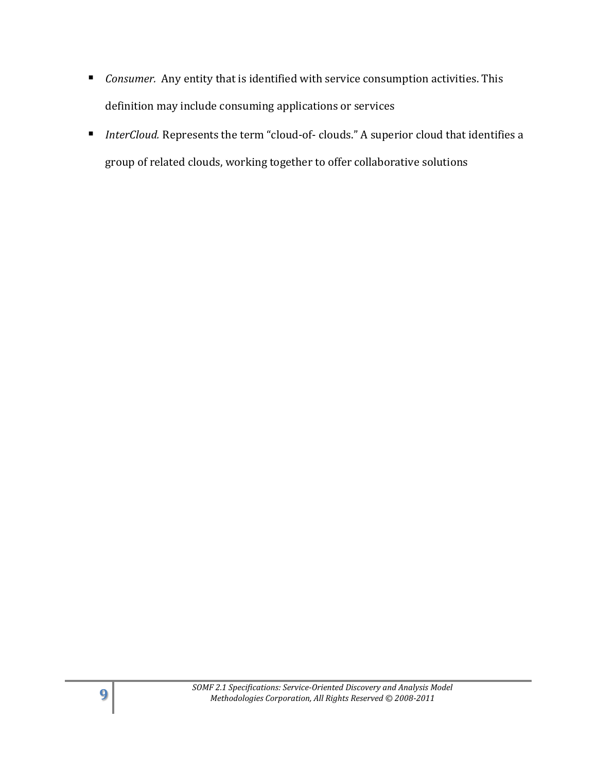- *Consumer.* Any entity that is identified with service consumption activities. This definition may include consuming applications or services
- *InterCloud.* Represents the term "cloud-of- clouds." A superior cloud that identifies a group of related clouds, working together to offer collaborative solutions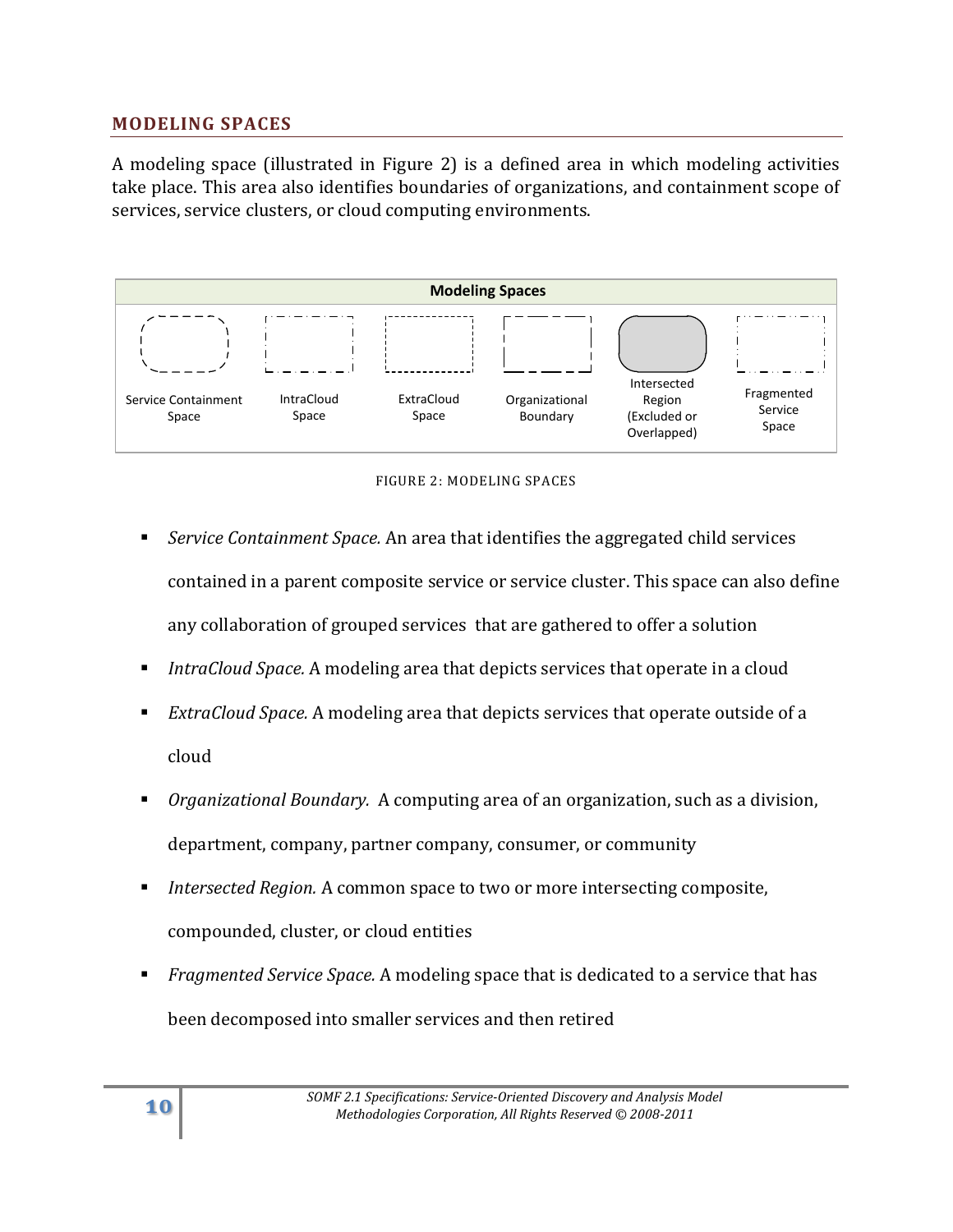## MODELING SPACES

A modeling space (illustrated in Figure 2) is a defined area in which modeling activities take place. This area also identifies boundaries of organizations, and containment scope of services, service clusters, or cloud computing environments.

| Modeling Spaces | | | | | |
|---|---|---|---|---|---|
| Service Containment Space | IntraCloud Space | ExtraCloud Space | Organizational Boundary | Intersected Region (Excluded or Overlapped) | Fragmented Service Space |

FIGURE 2: MODELING SPACES

- *Service Containment Space.* An area that identifies the aggregated child services contained in a parent composite service or service cluster. This space can also define any collaboration of grouped services that are gathered to offer a solution
- *IntraCloud Space.* A modeling area that depicts services that operate in a cloud
- *ExtraCloud Space.* A modeling area that depicts services that operate outside of a cloud
- *Organizational Boundary.* A computing area of an organization, such as a division, department, company, partner company, consumer, or community
- *Intersected Region.* A common space to two or more intersecting composite, compounded, cluster, or cloud entities
- *Fragmented Service Space.* A modeling space that is dedicated to a service that has been decomposed into smaller services and then retired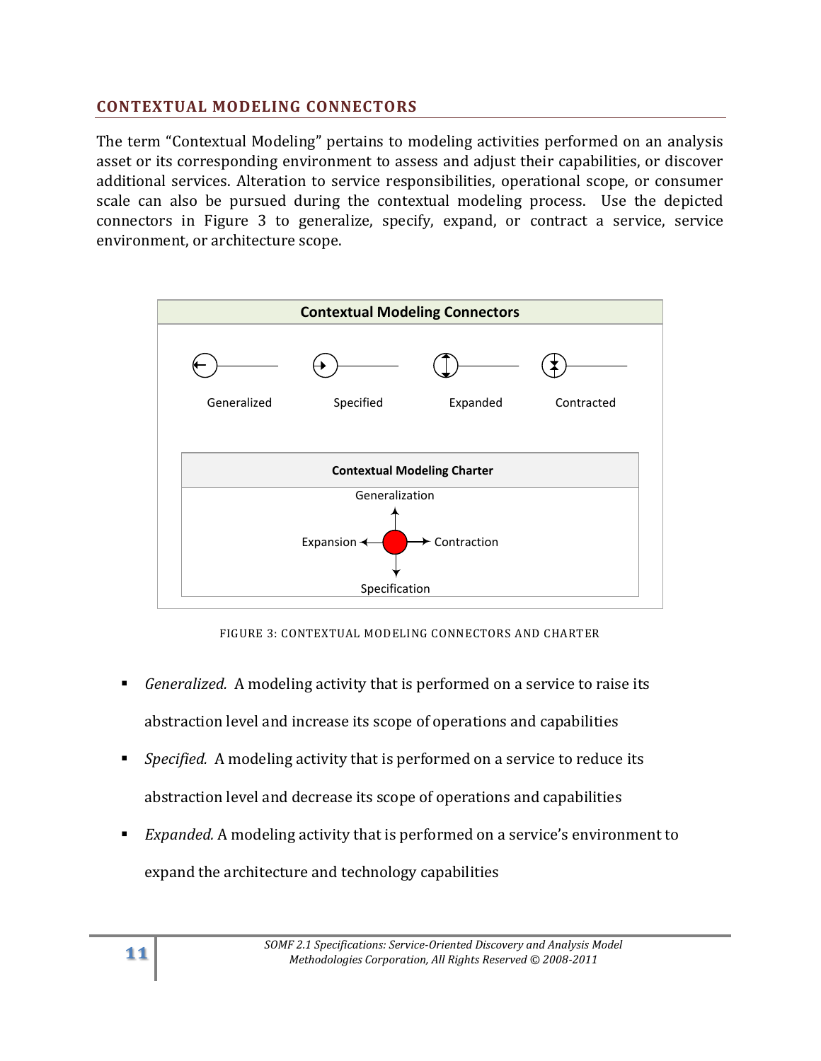## CONTEXTUAL MODELING CONNECTORS

The term "Contextual Modeling" pertains to modeling activities performed on an analysis asset or its corresponding environment to assess and adjust their capabilities, or discover additional services. Alteration to service responsibilities, operational scope, or consumer scale can also be pursued during the contextual modeling process. Use the depicted connectors in Figure 3 to generalize, specify, expand, or contract a service, service environment, or architecture scope.

**Contextual Modeling Connectors**

Generalized    Specified    Expanded    Contracted

**Contextual Modeling Charter**

Generalization

Expansion    Contraction

Specification

FIGURE 3: CONTEXTUAL MODELING CONNECTORS AND CHARTER

- *Generalized.* A modeling activity that is performed on a service to raise its abstraction level and increase its scope of operations and capabilities
- *Specified.* A modeling activity that is performed on a service to reduce its abstraction level and decrease its scope of operations and capabilities
- *Expanded.* A modeling activity that is performed on a service's environment to expand the architecture and technology capabilities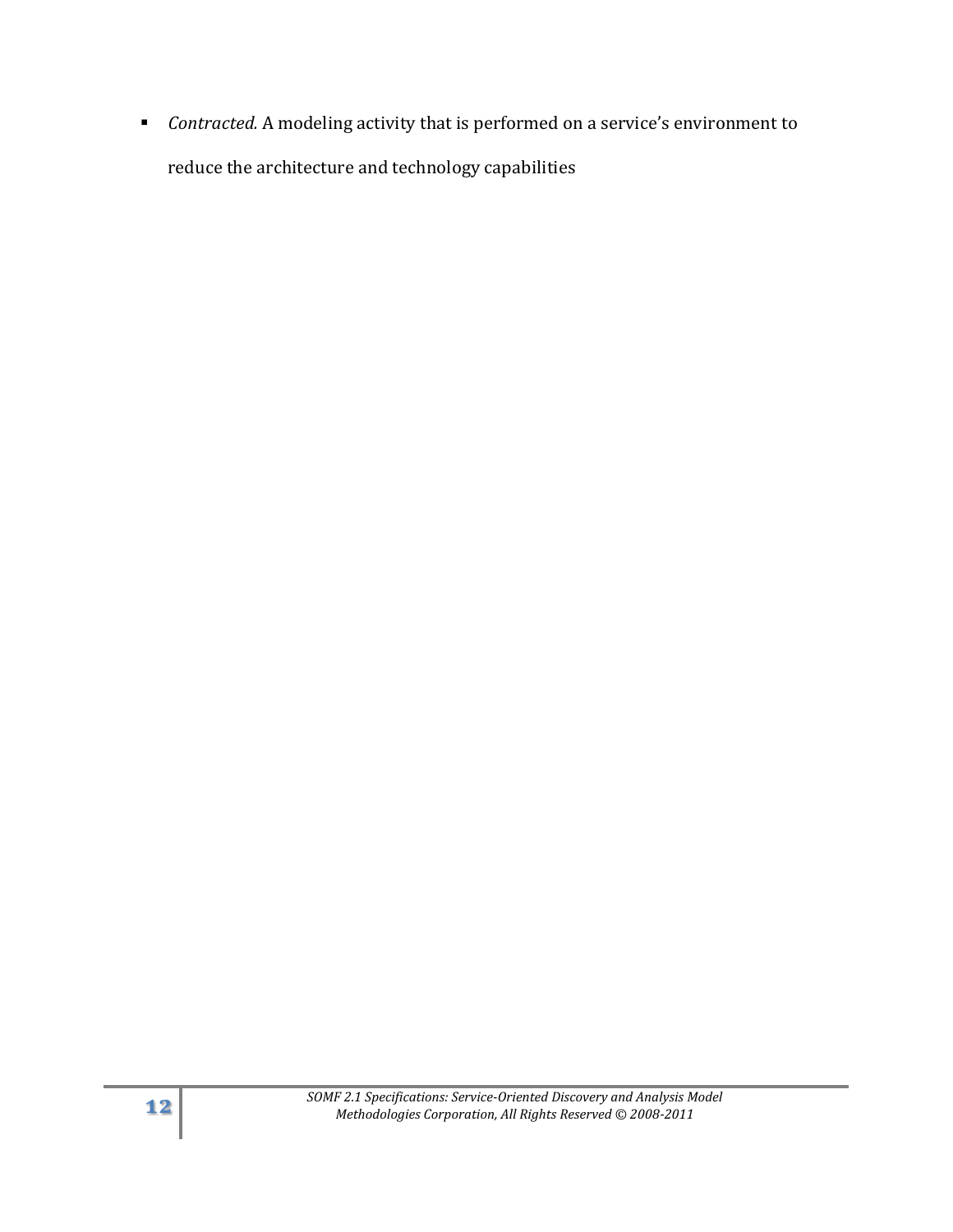- *Contracted.* A modeling activity that is performed on a service's environment to reduce the architecture and technology capabilities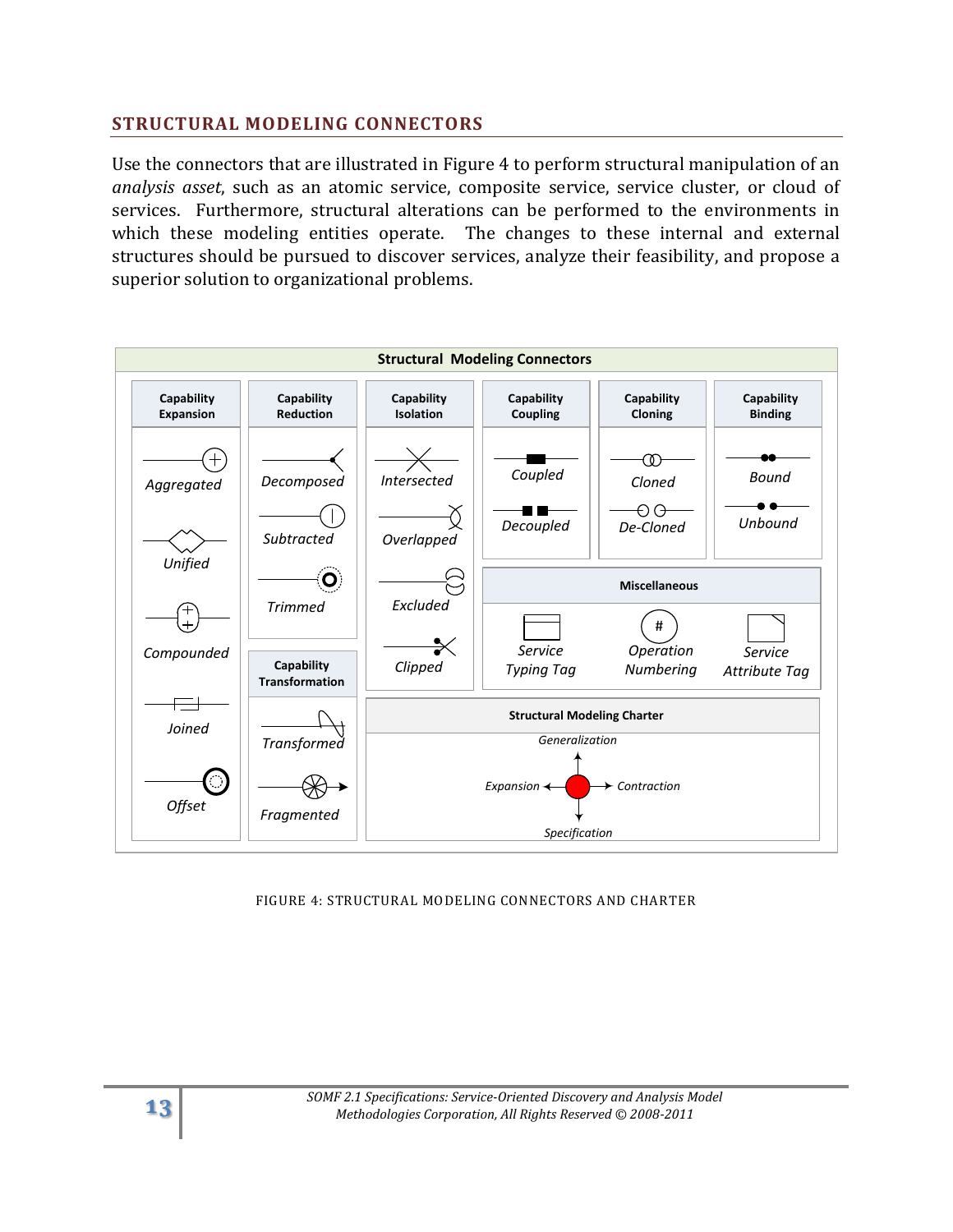## STRUCTURAL MODELING CONNECTORS

Use the connectors that are illustrated in Figure 4 to perform structural manipulation of an *analysis asset*, such as an atomic service, composite service, service cluster, or cloud of services. Furthermore, structural alterations can be performed to the environments in which these modeling entities operate. The changes to these internal and external structures should be pursued to discover services, analyze their feasibility, and propose a superior solution to organizational problems.

**Structural Modeling Connectors**

| Capability Expansion | Capability Reduction | Capability Isolation | Capability Coupling | Capability Cloning | Capability Binding |
|---|---|---|---|---|---|
| *Aggregated* | *Decomposed* | *Intersected* | *Coupled* | *Cloned* | *Bound* |
| *Unified* | *Subtracted* | *Overlapped* | *Decoupled* | *De-Cloned* | *Unbound* |
| *Compounded* | *Trimmed* | *Excluded* | | | |
| *Joined* | | *Clipped* | | | |
| *Offset* | | | | | |

**Capability Transformation**

- *Transformed*
- *Fragmented*

**Miscellaneous**

- *Service Typing Tag*
- *Operation Numbering*
- *Service Attribute Tag*

**Structural Modeling Charter**

- *Generalization*
- *Expansion*
- *Contraction*
- *Specification*

FIGURE 4: STRUCTURAL MODELING CONNECTORS AND CHARTER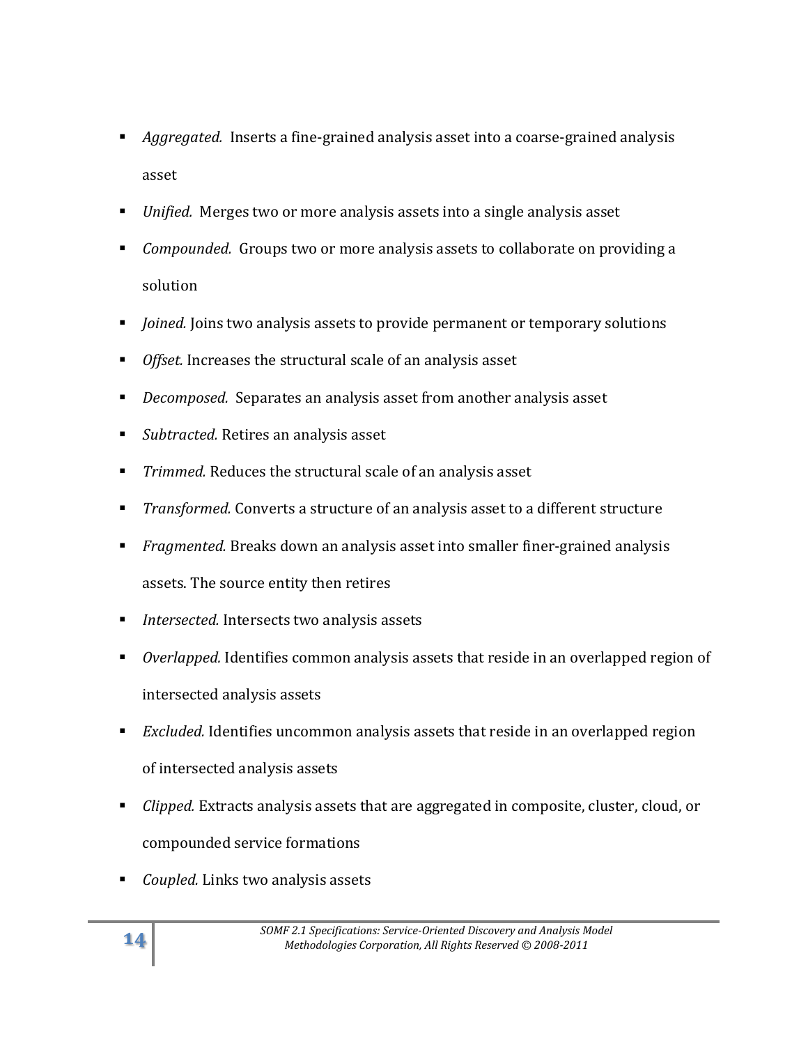- *Aggregated.* Inserts a fine-grained analysis asset into a coarse-grained analysis asset
- *Unified.* Merges two or more analysis assets into a single analysis asset
- *Compounded.* Groups two or more analysis assets to collaborate on providing a solution
- *Joined.* Joins two analysis assets to provide permanent or temporary solutions
- *Offset.* Increases the structural scale of an analysis asset
- *Decomposed.* Separates an analysis asset from another analysis asset
- *Subtracted.* Retires an analysis asset
- *Trimmed.* Reduces the structural scale of an analysis asset
- *Transformed.* Converts a structure of an analysis asset to a different structure
- *Fragmented.* Breaks down an analysis asset into smaller finer-grained analysis assets. The source entity then retires
- *Intersected.* Intersects two analysis assets
- *Overlapped.* Identifies common analysis assets that reside in an overlapped region of intersected analysis assets
- *Excluded.* Identifies uncommon analysis assets that reside in an overlapped region of intersected analysis assets
- *Clipped.* Extracts analysis assets that are aggregated in composite, cluster, cloud, or compounded service formations
- *Coupled.* Links two analysis assets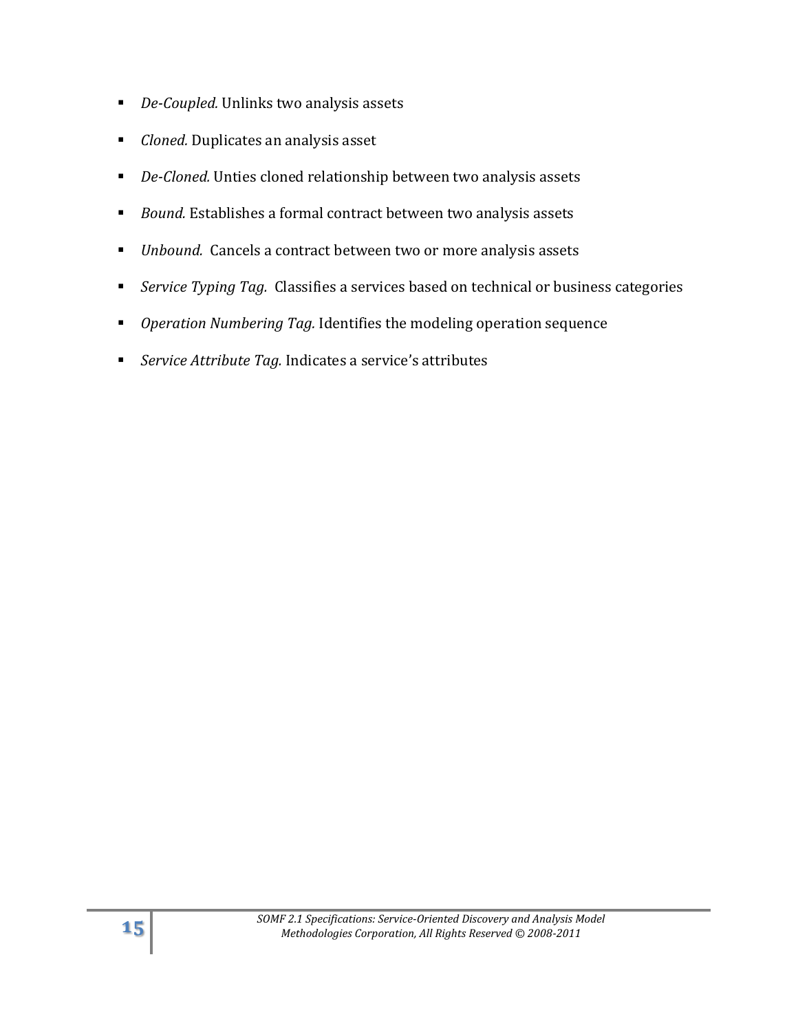- *De-Coupled.* Unlinks two analysis assets
- *Cloned.* Duplicates an analysis asset
- *De-Cloned.* Unties cloned relationship between two analysis assets
- *Bound.* Establishes a formal contract between two analysis assets
- *Unbound.* Cancels a contract between two or more analysis assets
- *Service Typing Tag.* Classifies a services based on technical or business categories
- *Operation Numbering Tag.* Identifies the modeling operation sequence
- *Service Attribute Tag.* Indicates a service's attributes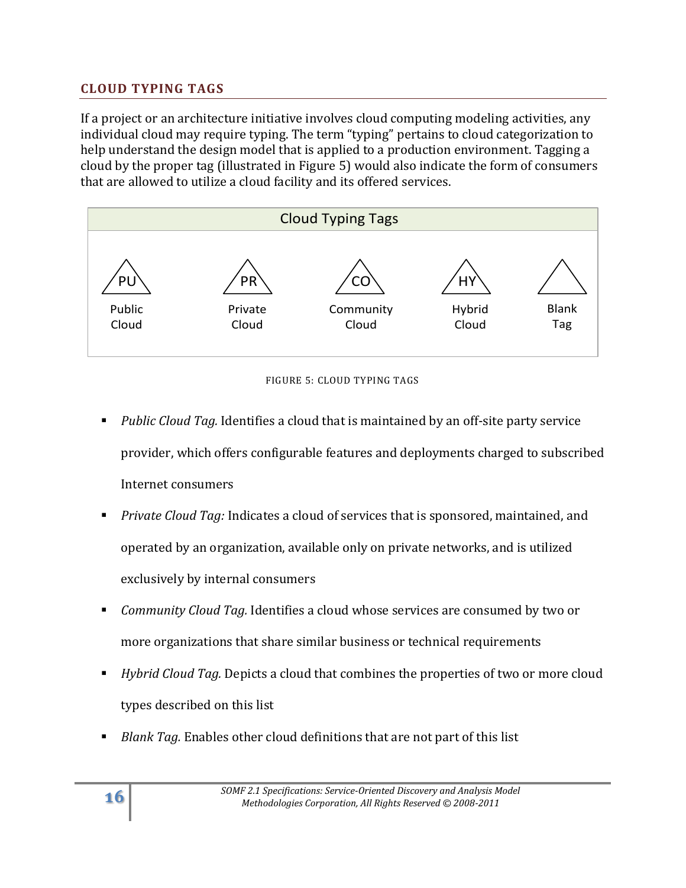## CLOUD TYPING TAGS

If a project or an architecture initiative involves cloud computing modeling activities, any individual cloud may require typing. The term "typing" pertains to cloud categorization to help understand the design model that is applied to a production environment. Tagging a cloud by the proper tag (illustrated in Figure 5) would also indicate the form of consumers that are allowed to utilize a cloud facility and its offered services.

Cloud Typing Tags

| PU | PR | CO | HY | |
|---|---|---|---|---|
| Public Cloud | Private Cloud | Community Cloud | Hybrid Cloud | Blank Tag |

FIGURE 5: CLOUD TYPING TAGS

- *Public Cloud Tag.* Identifies a cloud that is maintained by an off-site party service provider, which offers configurable features and deployments charged to subscribed Internet consumers
- *Private Cloud Tag:* Indicates a cloud of services that is sponsored, maintained, and operated by an organization, available only on private networks, and is utilized exclusively by internal consumers
- *Community Cloud Tag.* Identifies a cloud whose services are consumed by two or more organizations that share similar business or technical requirements
- *Hybrid Cloud Tag.* Depicts a cloud that combines the properties of two or more cloud types described on this list
- *Blank Tag.* Enables other cloud definitions that are not part of this list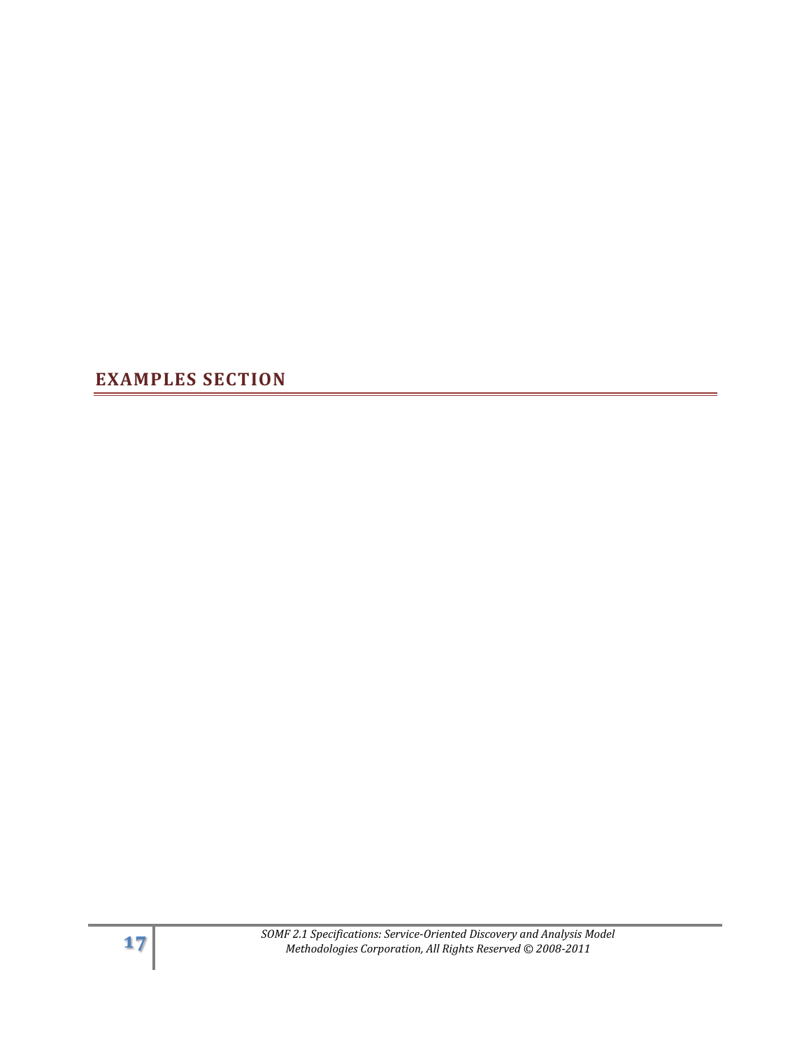# EXAMPLES SECTION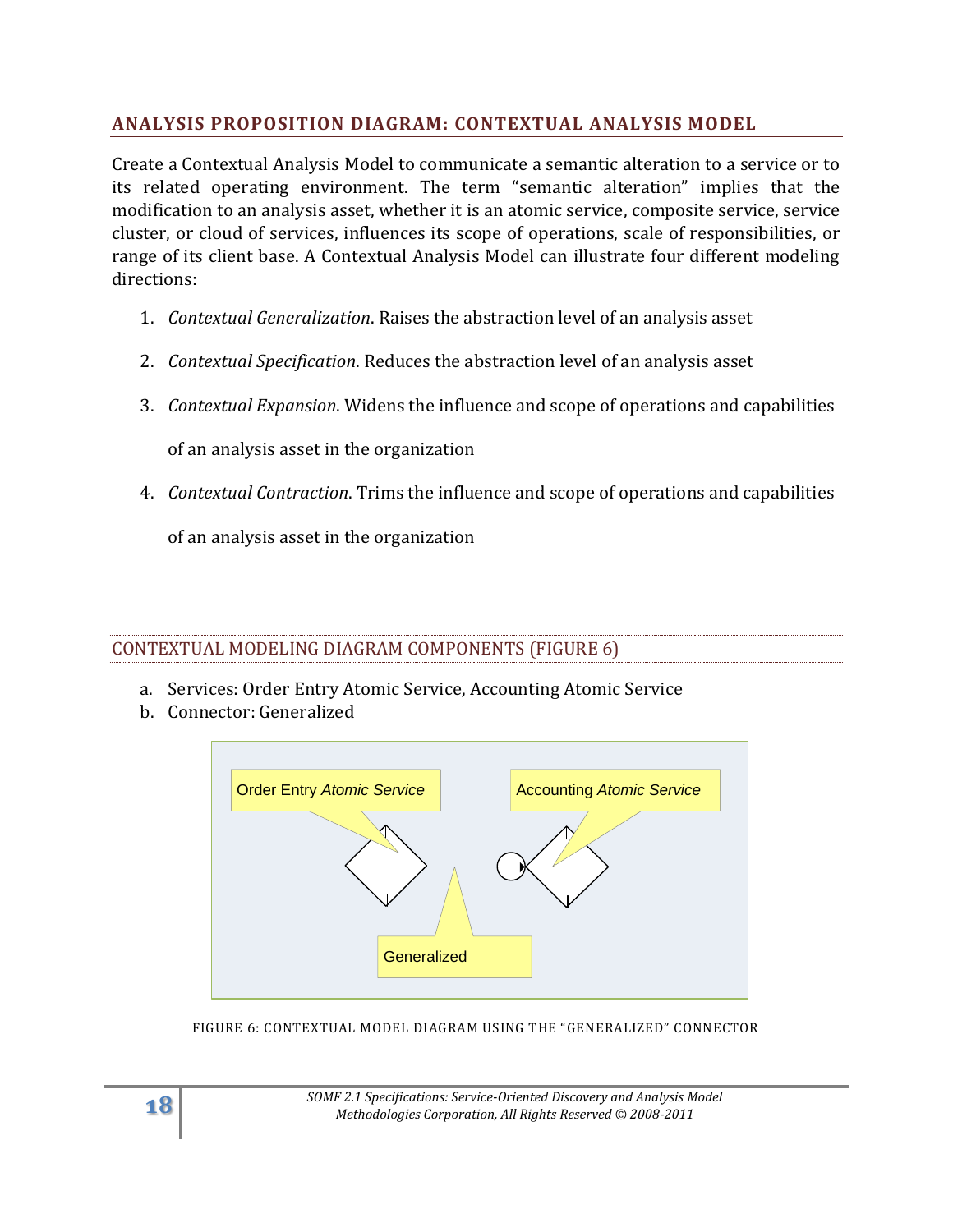## ANALYSIS PROPOSITION DIAGRAM: CONTEXTUAL ANALYSIS MODEL

Create a Contextual Analysis Model to communicate a semantic alteration to a service or to its related operating environment. The term "semantic alteration" implies that the modification to an analysis asset, whether it is an atomic service, composite service, service cluster, or cloud of services, influences its scope of operations, scale of responsibilities, or range of its client base. A Contextual Analysis Model can illustrate four different modeling directions:

1. *Contextual Generalization*. Raises the abstraction level of an analysis asset
2. *Contextual Specification*. Reduces the abstraction level of an analysis asset
3. *Contextual Expansion*. Widens the influence and scope of operations and capabilities of an analysis asset in the organization
4. *Contextual Contraction*. Trims the influence and scope of operations and capabilities of an analysis asset in the organization

### CONTEXTUAL MODELING DIAGRAM COMPONENTS (FIGURE 6)

a. Services: Order Entry Atomic Service, Accounting Atomic Service
b. Connector: Generalized

FIGURE 6: CONTEXTUAL MODEL DIAGRAM USING THE "GENERALIZED" CONNECTOR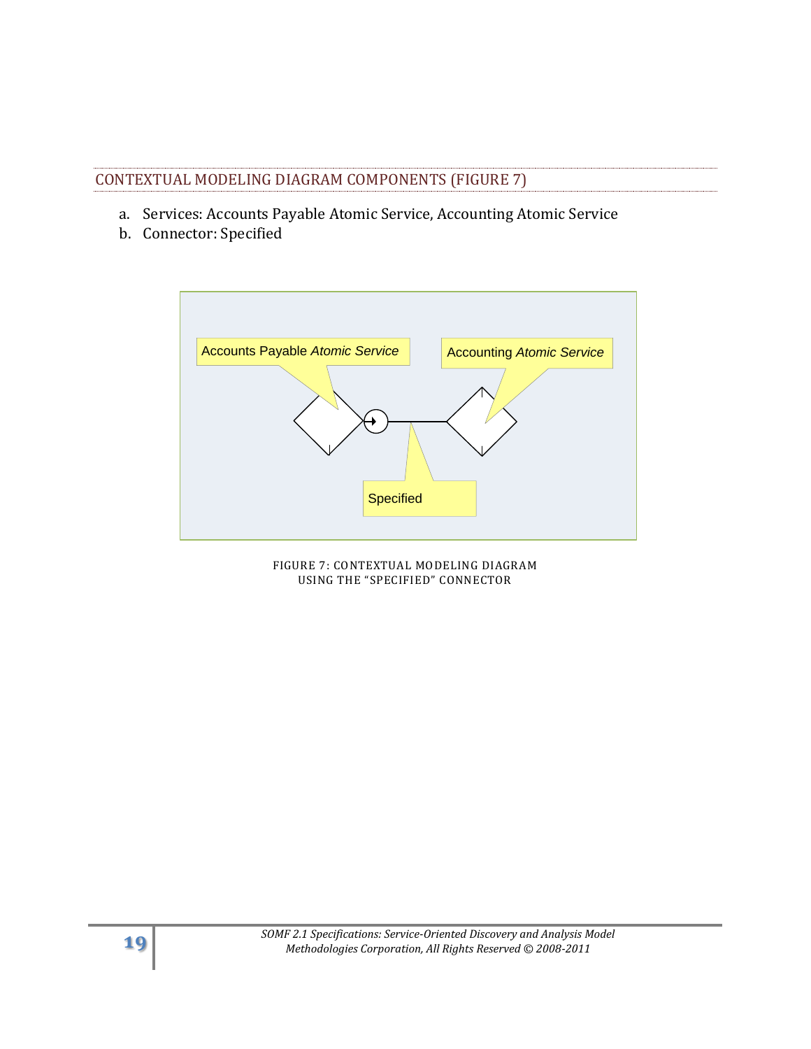## CONTEXTUAL MODELING DIAGRAM COMPONENTS (FIGURE 7)

a. Services: Accounts Payable Atomic Service, Accounting Atomic Service
b. Connector: Specified

FIGURE 7: CONTEXTUAL MODELING DIAGRAM USING THE "SPECIFIED" CONNECTOR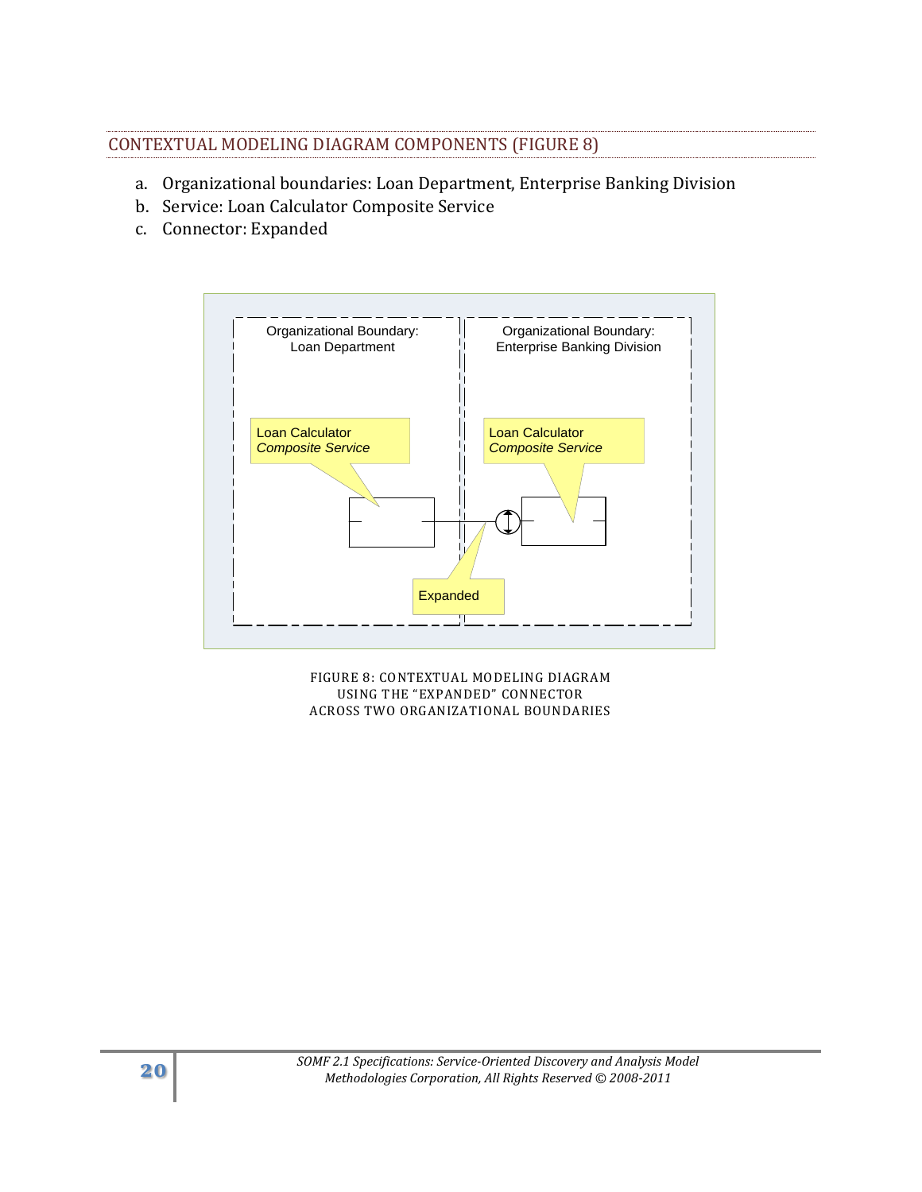## CONTEXTUAL MODELING DIAGRAM COMPONENTS (FIGURE 8)

a. Organizational boundaries: Loan Department, Enterprise Banking Division
b. Service: Loan Calculator Composite Service
c. Connector: Expanded

FIGURE 8: CONTEXTUAL MODELING DIAGRAM USING THE "EXPANDED" CONNECTOR ACROSS TWO ORGANIZATIONAL BOUNDARIES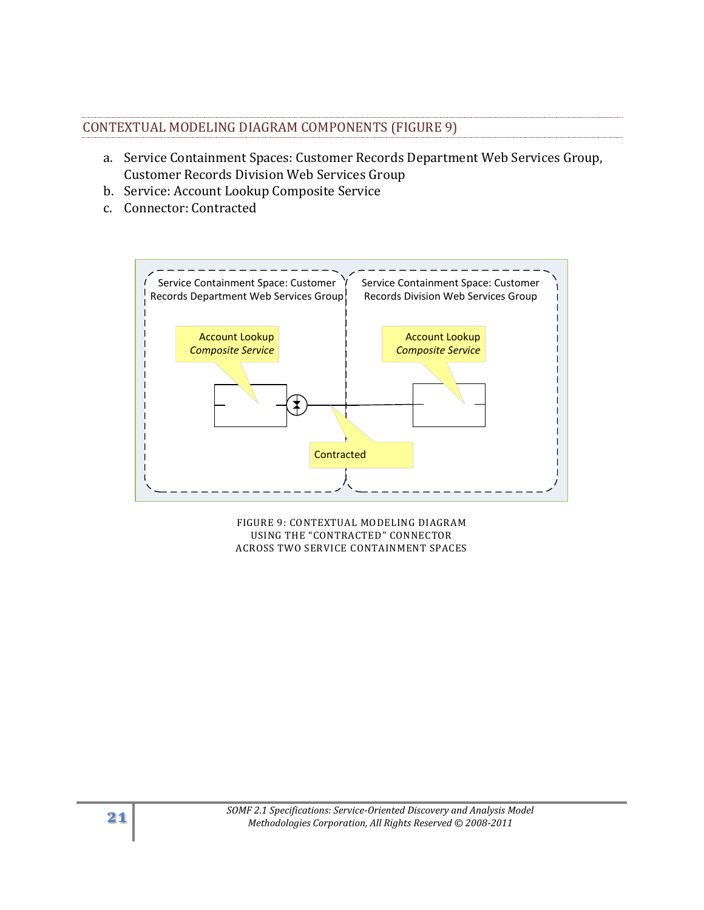## CONTEXTUAL MODELING DIAGRAM COMPONENTS (FIGURE 9)

a. Service Containment Spaces: Customer Records Department Web Services Group, Customer Records Division Web Services Group
b. Service: Account Lookup Composite Service
c. Connector: Contracted

FIGURE 9: CONTEXTUAL MODELING DIAGRAM USING THE "CONTRACTED" CONNECTOR ACROSS TWO SERVICE CONTAINMENT SPACES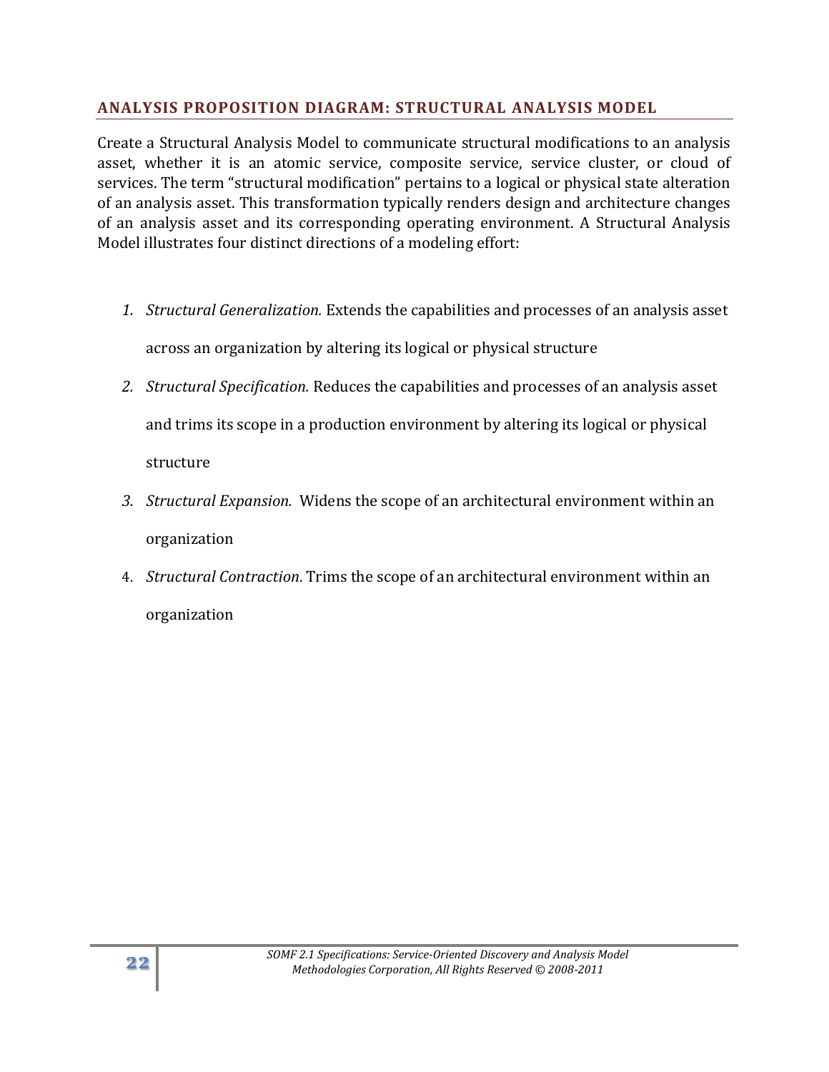## ANALYSIS PROPOSITION DIAGRAM: STRUCTURAL ANALYSIS MODEL

Create a Structural Analysis Model to communicate structural modifications to an analysis asset, whether it is an atomic service, composite service, service cluster, or cloud of services. The term "structural modification" pertains to a logical or physical state alteration of an analysis asset. This transformation typically renders design and architecture changes of an analysis asset and its corresponding operating environment. A Structural Analysis Model illustrates four distinct directions of a modeling effort:

1. *Structural Generalization.* Extends the capabilities and processes of an analysis asset across an organization by altering its logical or physical structure
2. *Structural Specification.* Reduces the capabilities and processes of an analysis asset and trims its scope in a production environment by altering its logical or physical structure
3. *Structural Expansion.* Widens the scope of an architectural environment within an organization
4. *Structural Contraction*. Trims the scope of an architectural environment within an organization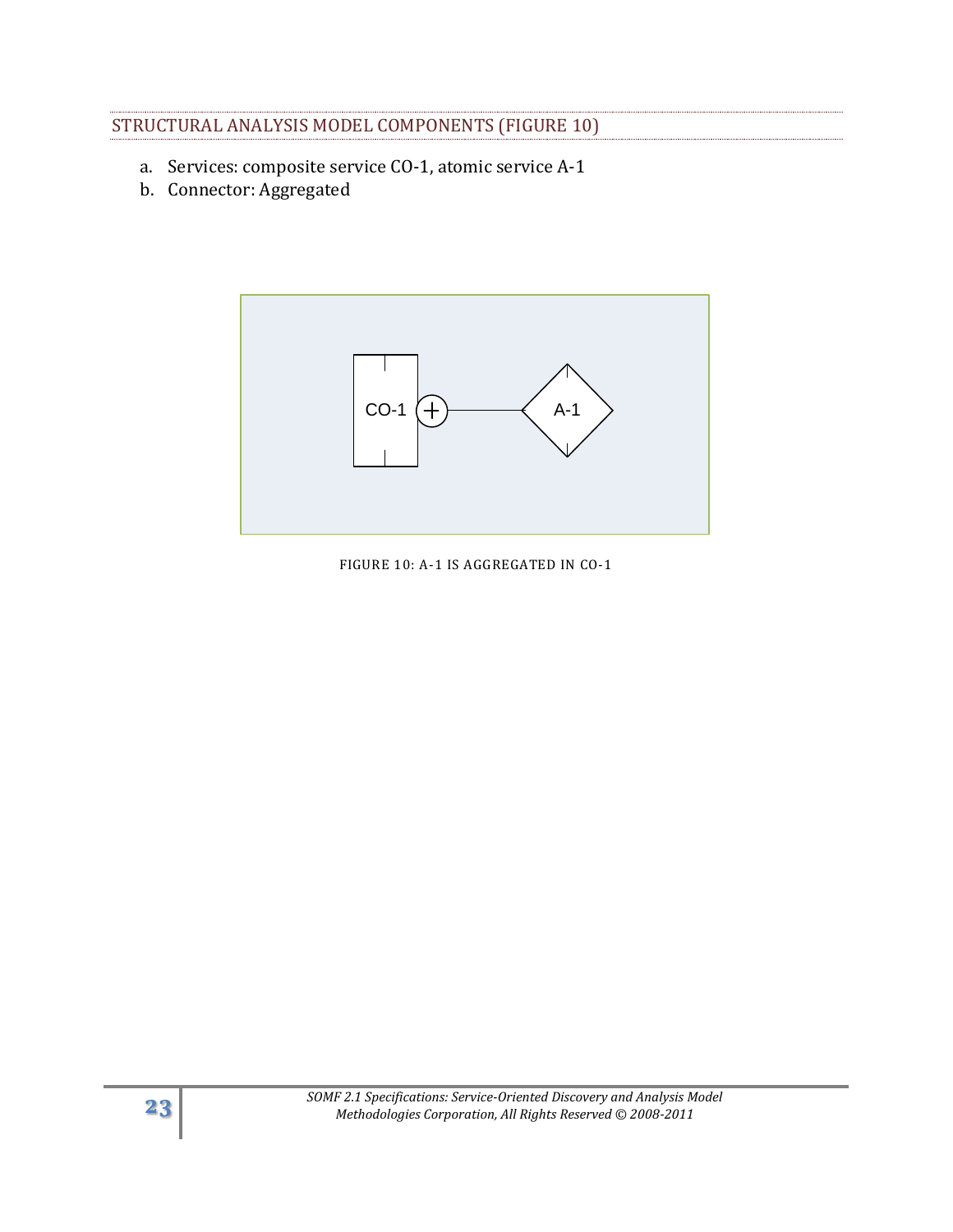## STRUCTURAL ANALYSIS MODEL COMPONENTS (FIGURE 10)

a. Services: composite service CO-1, atomic service A-1
b. Connector: Aggregated

FIGURE 10: A-1 IS AGGREGATED IN CO-1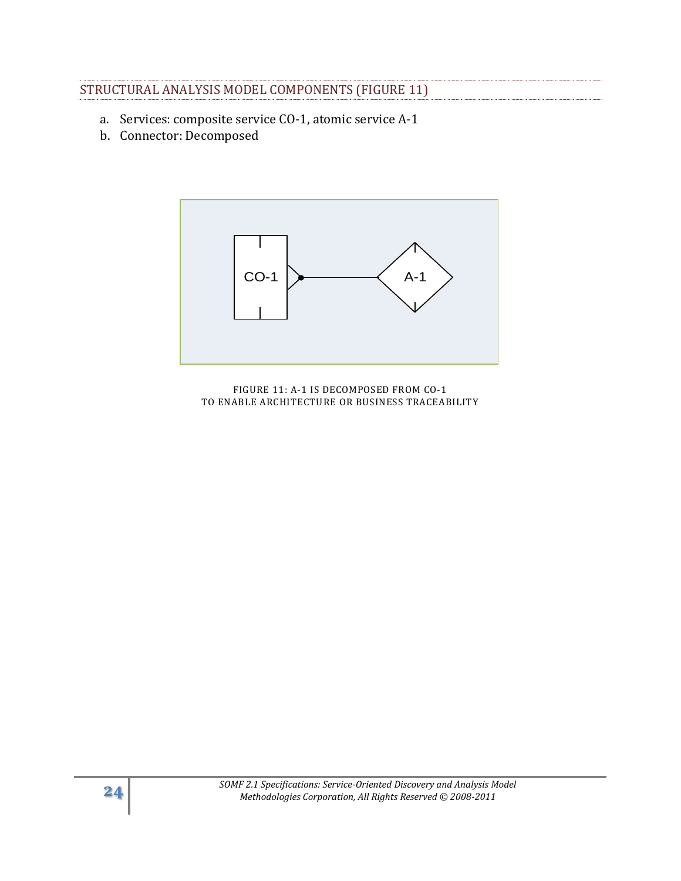## STRUCTURAL ANALYSIS MODEL COMPONENTS (FIGURE 11)

a. Services: composite service CO-1, atomic service A-1
b. Connector: Decomposed

FIGURE 11: A-1 IS DECOMPOSED FROM CO-1
TO ENABLE ARCHITECTURE OR BUSINESS TRACEABILITY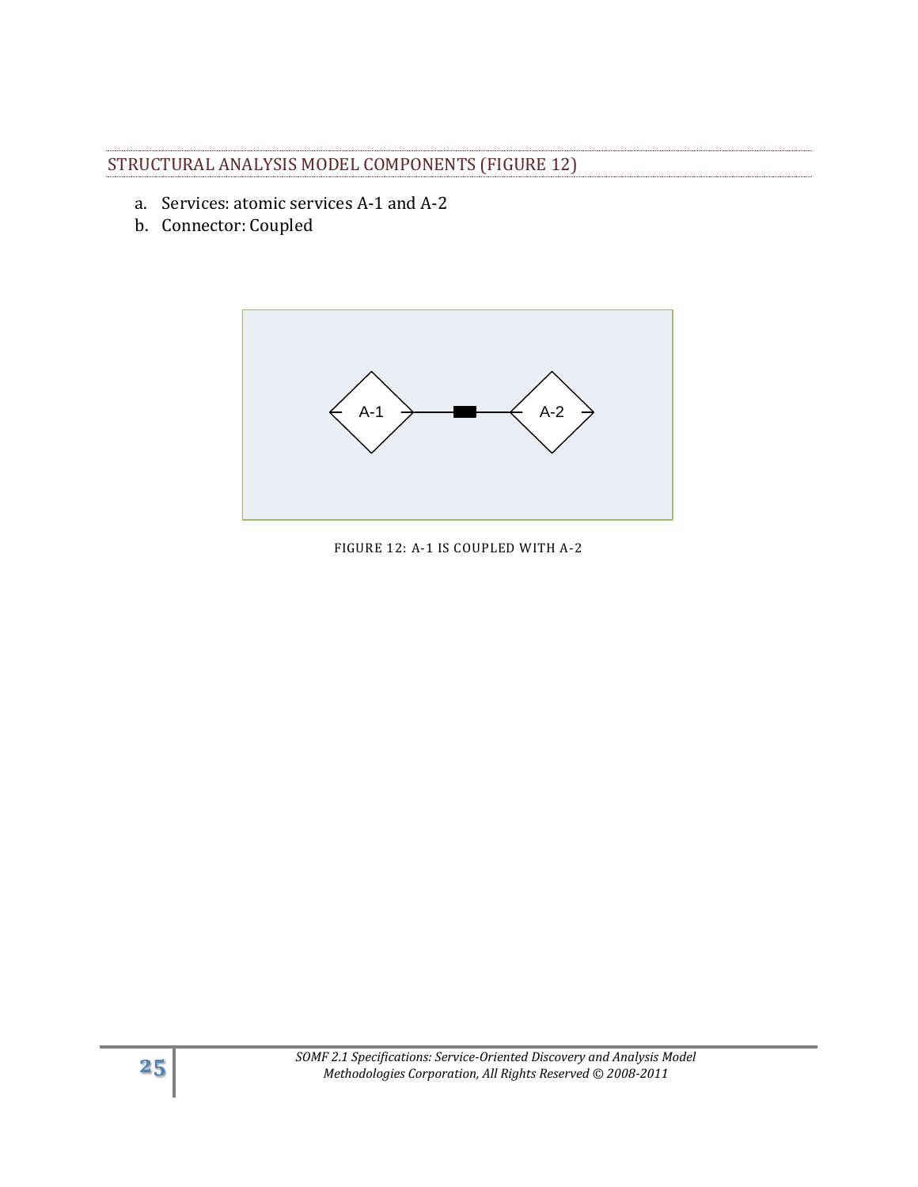## STRUCTURAL ANALYSIS MODEL COMPONENTS (FIGURE 12)

a. Services: atomic services A-1 and A-2
b. Connector: Coupled

FIGURE 12: A-1 IS COUPLED WITH A-2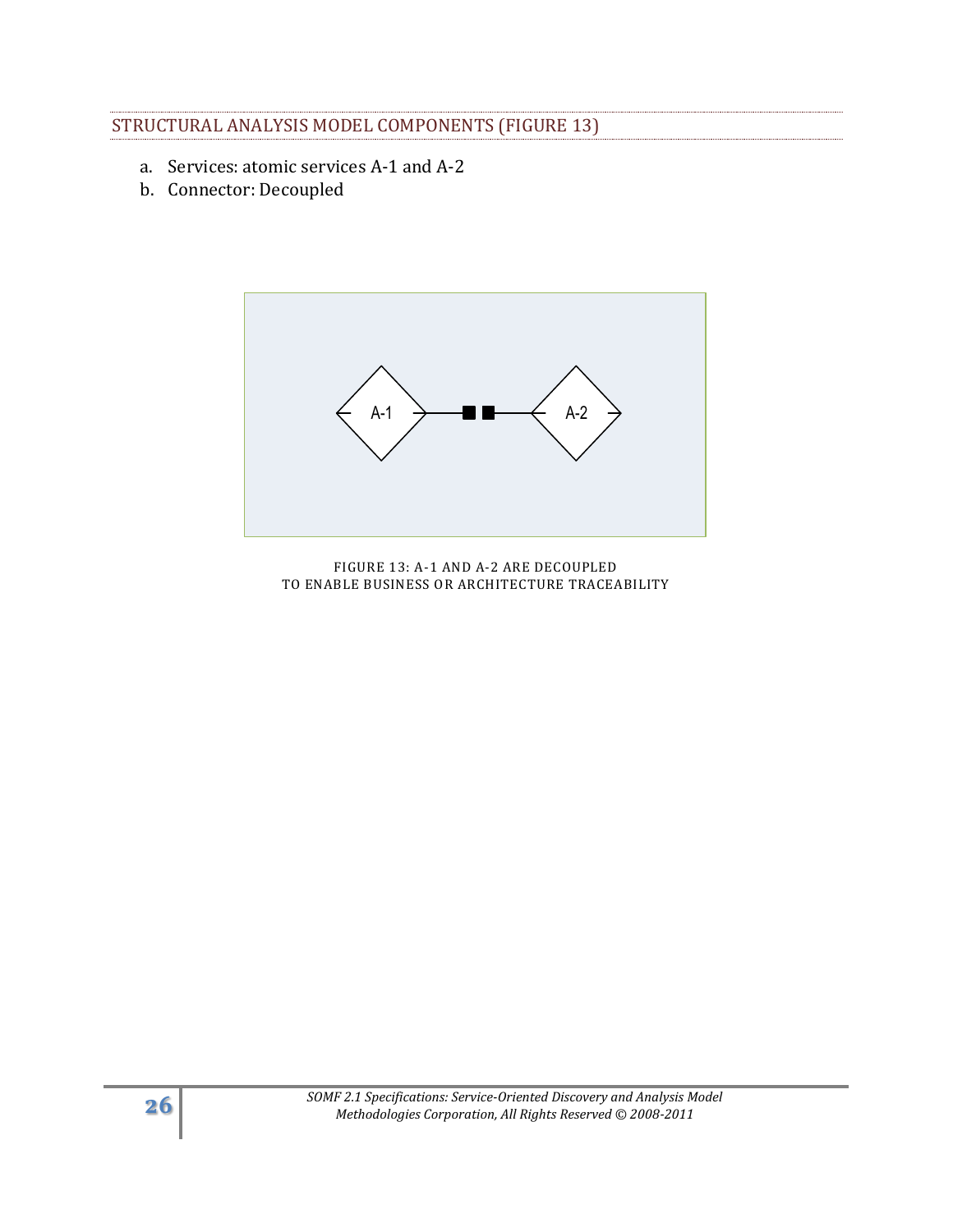## STRUCTURAL ANALYSIS MODEL COMPONENTS (FIGURE 13)

a. Services: atomic services A-1 and A-2
b. Connector: Decoupled

FIGURE 13: A-1 AND A-2 ARE DECOUPLED
TO ENABLE BUSINESS OR ARCHITECTURE TRACEABILITY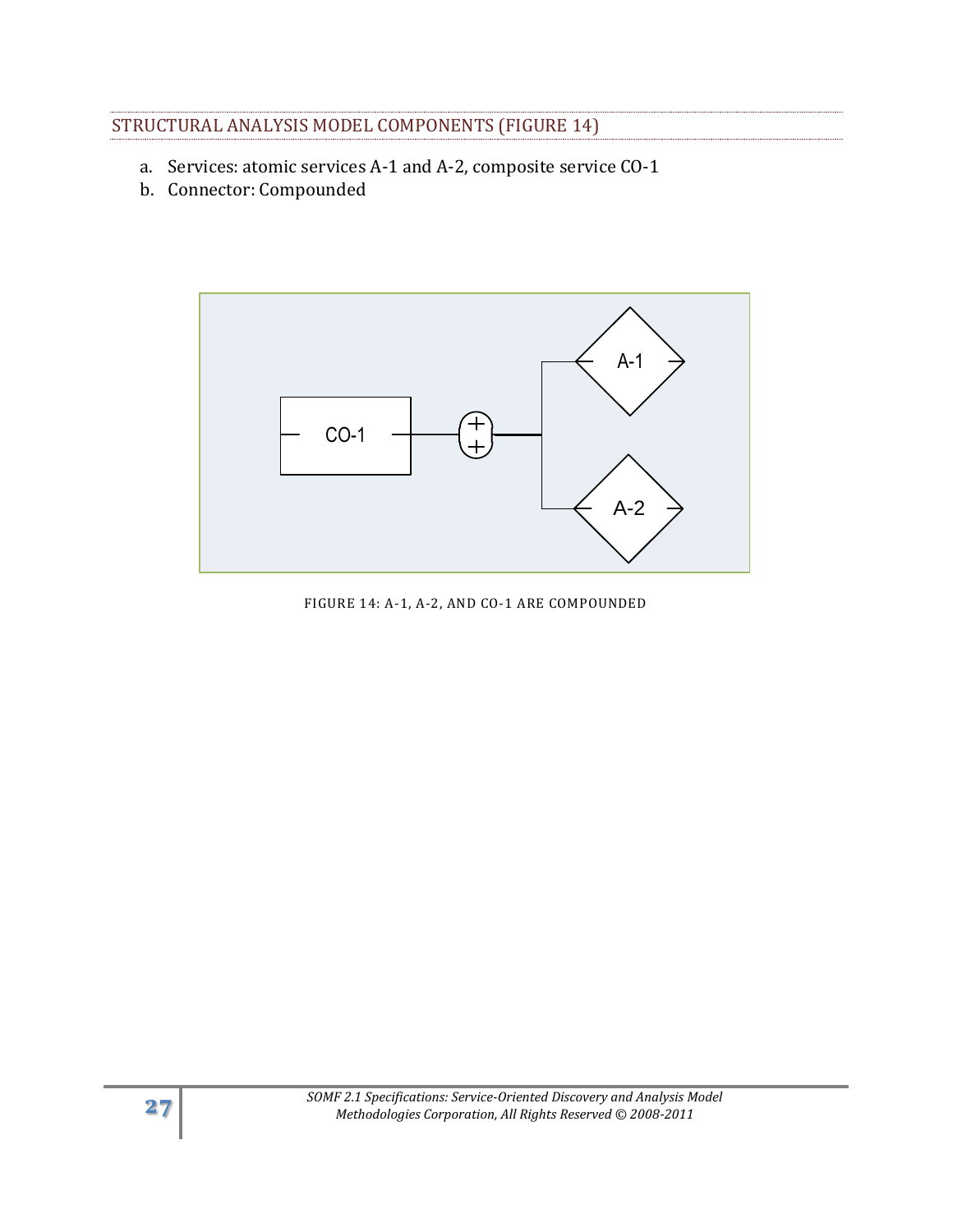## STRUCTURAL ANALYSIS MODEL COMPONENTS (FIGURE 14)

a. Services: atomic services A-1 and A-2, composite service CO-1
b. Connector: Compounded

FIGURE 14: A-1, A-2, AND CO-1 ARE COMPOUNDED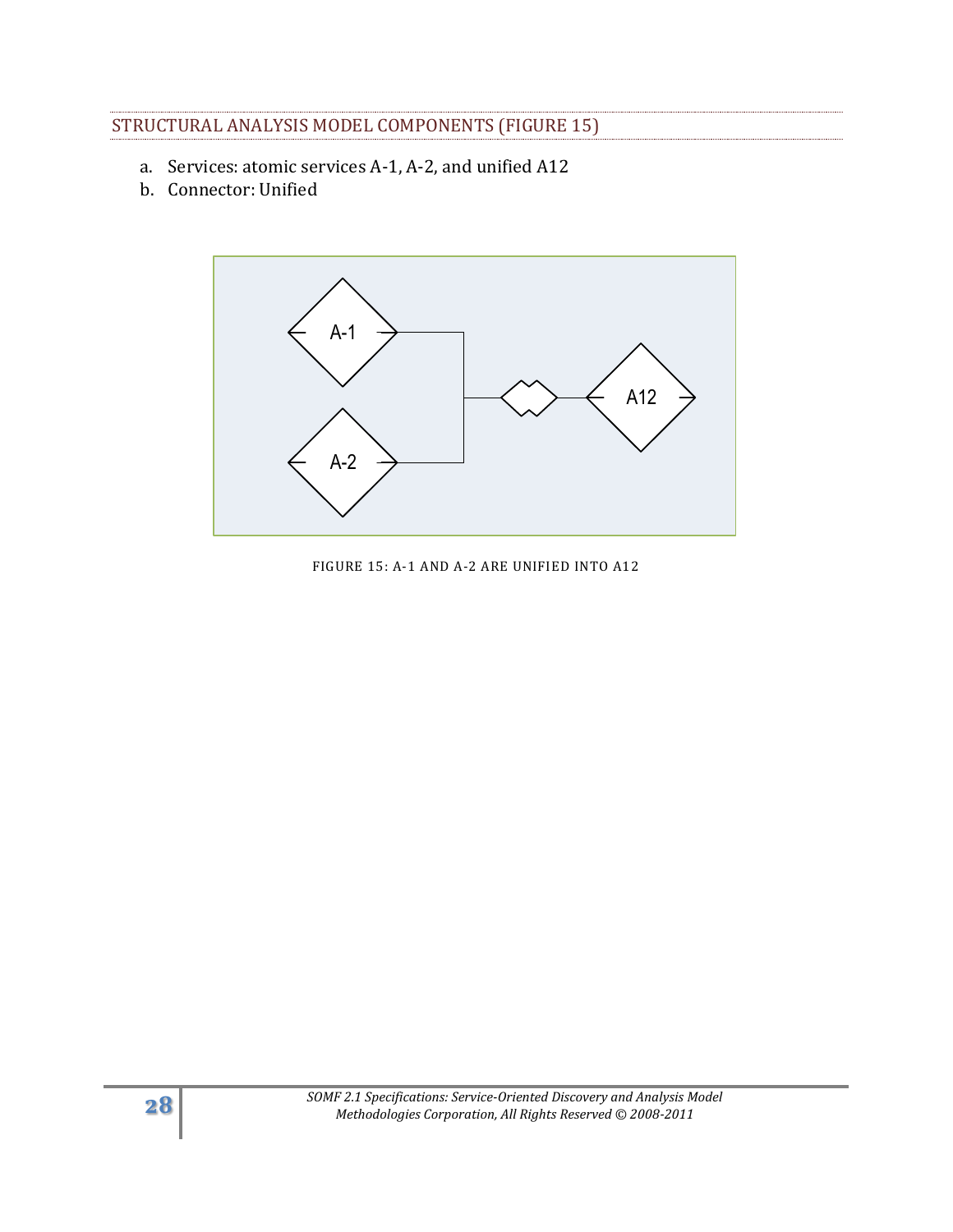## STRUCTURAL ANALYSIS MODEL COMPONENTS (FIGURE 15)

a. Services: atomic services A-1, A-2, and unified A12
b. Connector: Unified

FIGURE 15: A-1 AND A-2 ARE UNIFIED INTO A12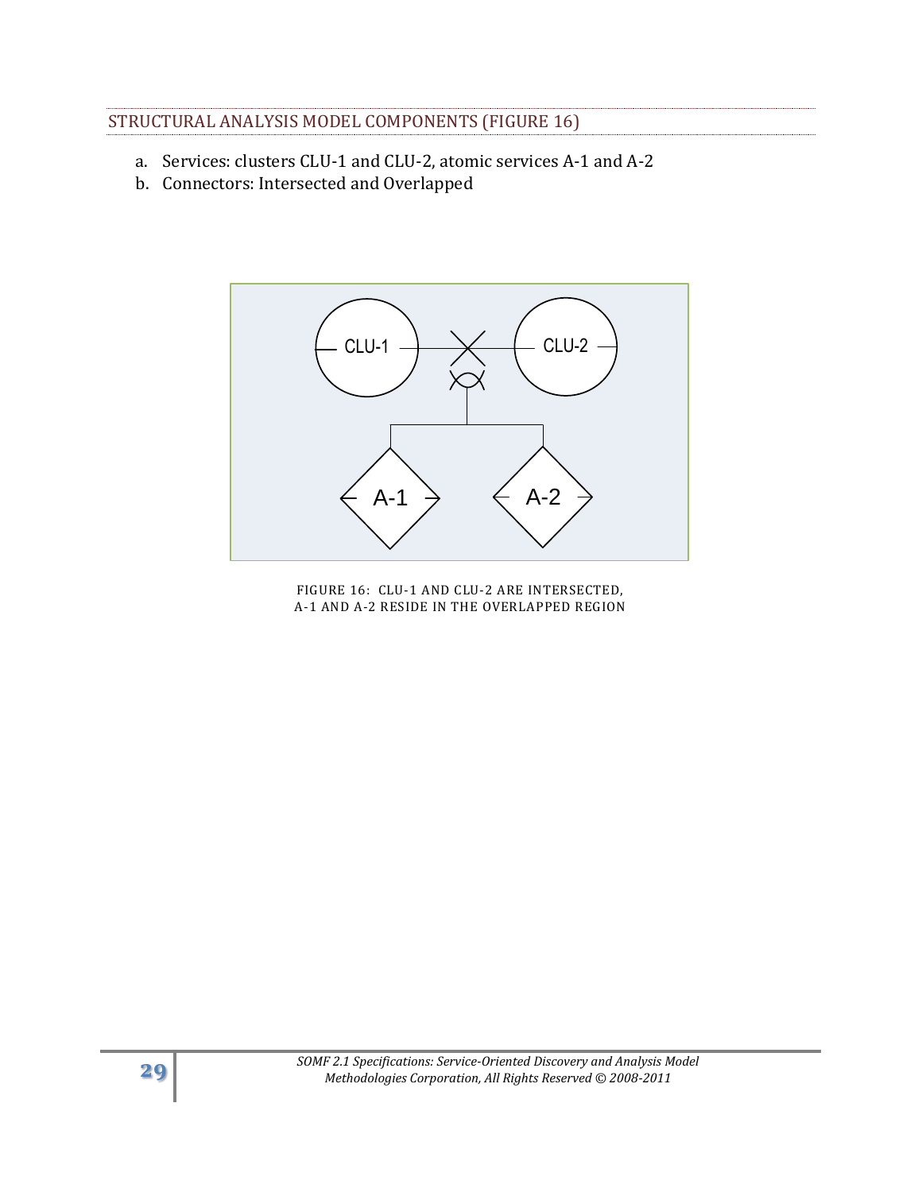## STRUCTURAL ANALYSIS MODEL COMPONENTS (FIGURE 16)

a. Services: clusters CLU-1 and CLU-2, atomic services A-1 and A-2
b. Connectors: Intersected and Overlapped

FIGURE 16: CLU-1 AND CLU-2 ARE INTERSECTED, A-1 AND A-2 RESIDE IN THE OVERLAPPED REGION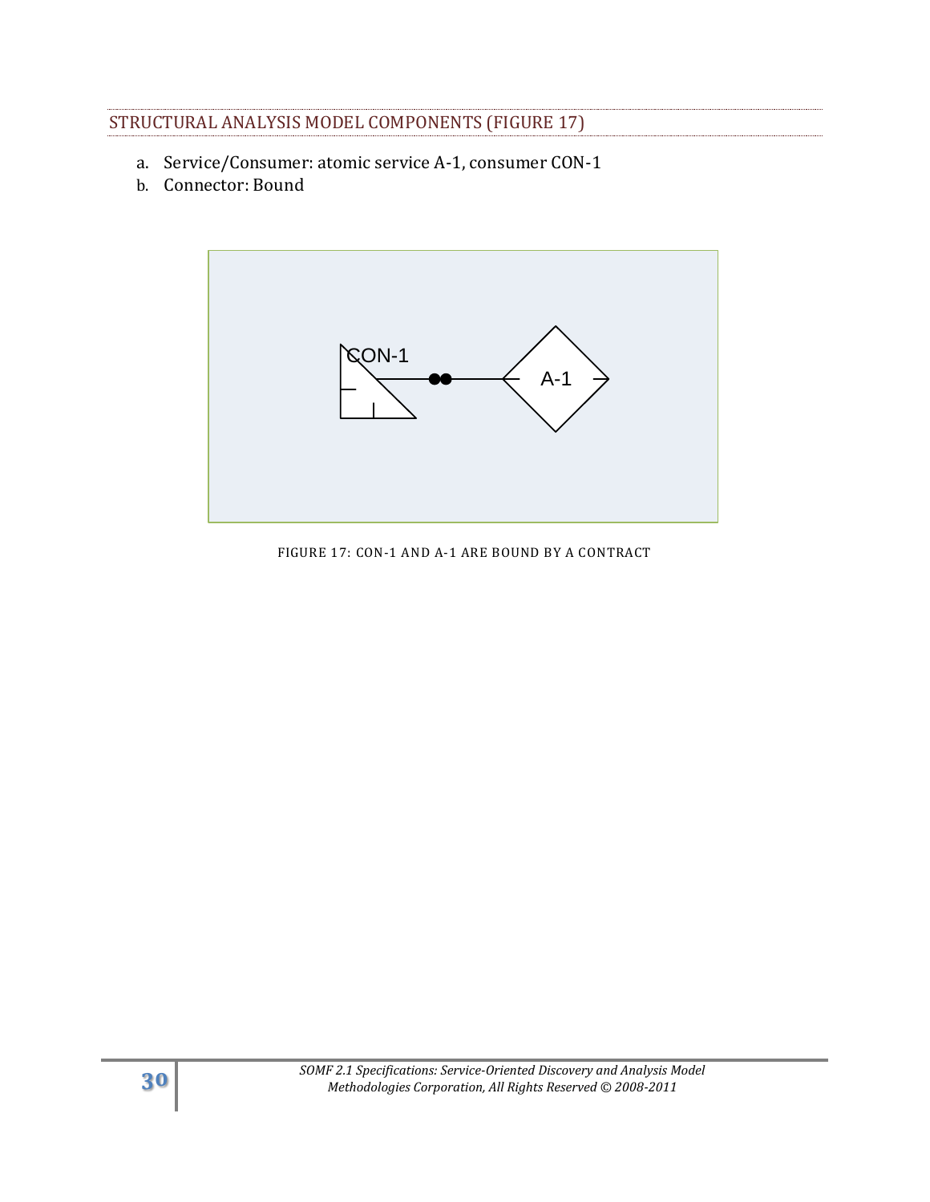## STRUCTURAL ANALYSIS MODEL COMPONENTS (FIGURE 17)

a. Service/Consumer: atomic service A-1, consumer CON-1
b. Connector: Bound

FIGURE 17: CON-1 AND A-1 ARE BOUND BY A CONTRACT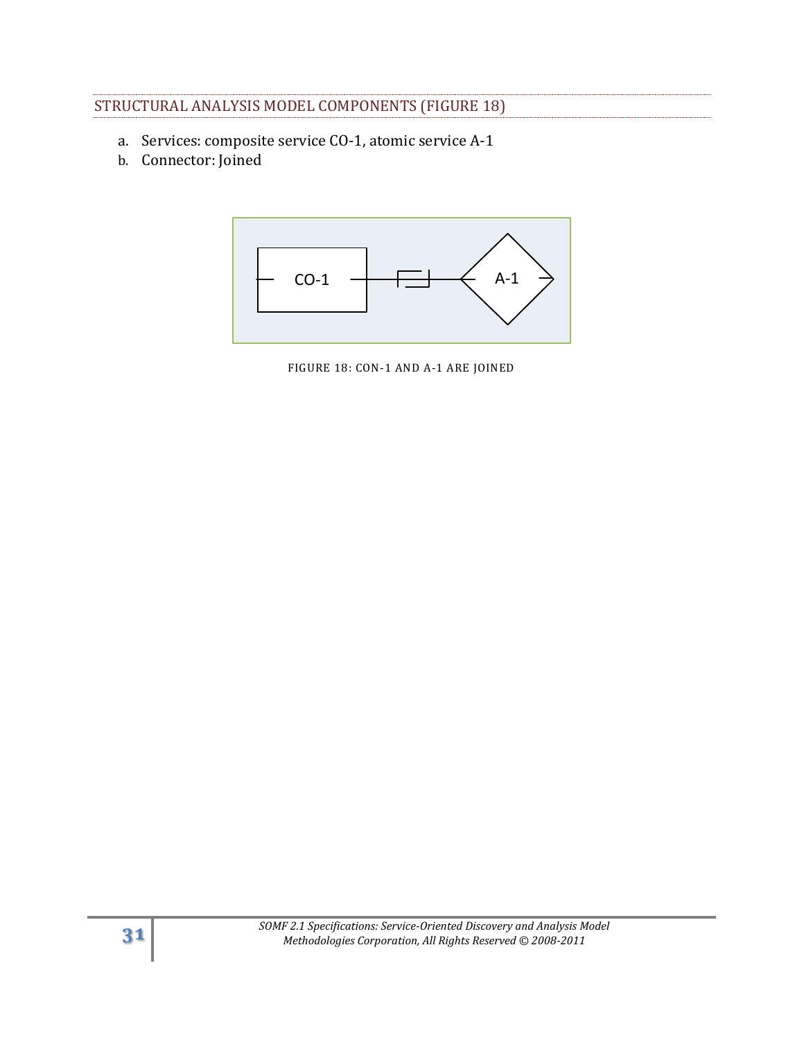## STRUCTURAL ANALYSIS MODEL COMPONENTS (FIGURE 18)

a. Services: composite service CO-1, atomic service A-1
b. Connector: Joined

FIGURE 18: CON-1 AND A-1 ARE JOINED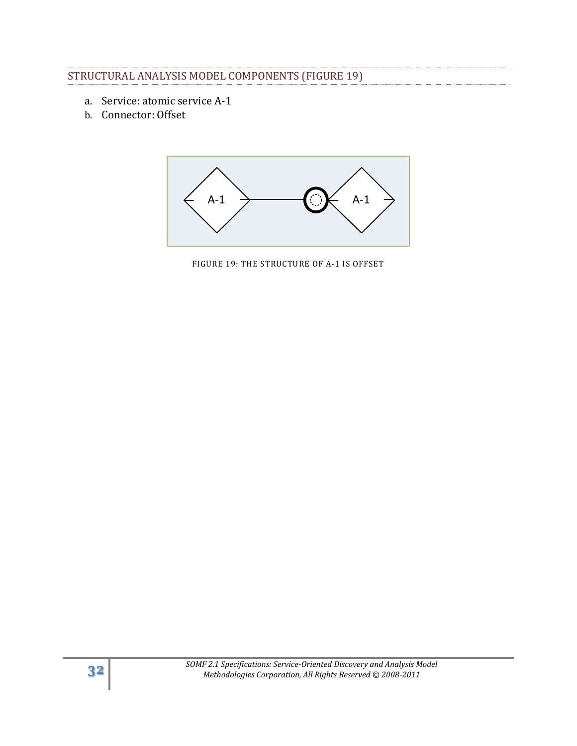## STRUCTURAL ANALYSIS MODEL COMPONENTS (FIGURE 19)

a. Service: atomic service A-1
b. Connector: Offset

A-1 A-1

FIGURE 19: THE STRUCTURE OF A-1 IS OFFSET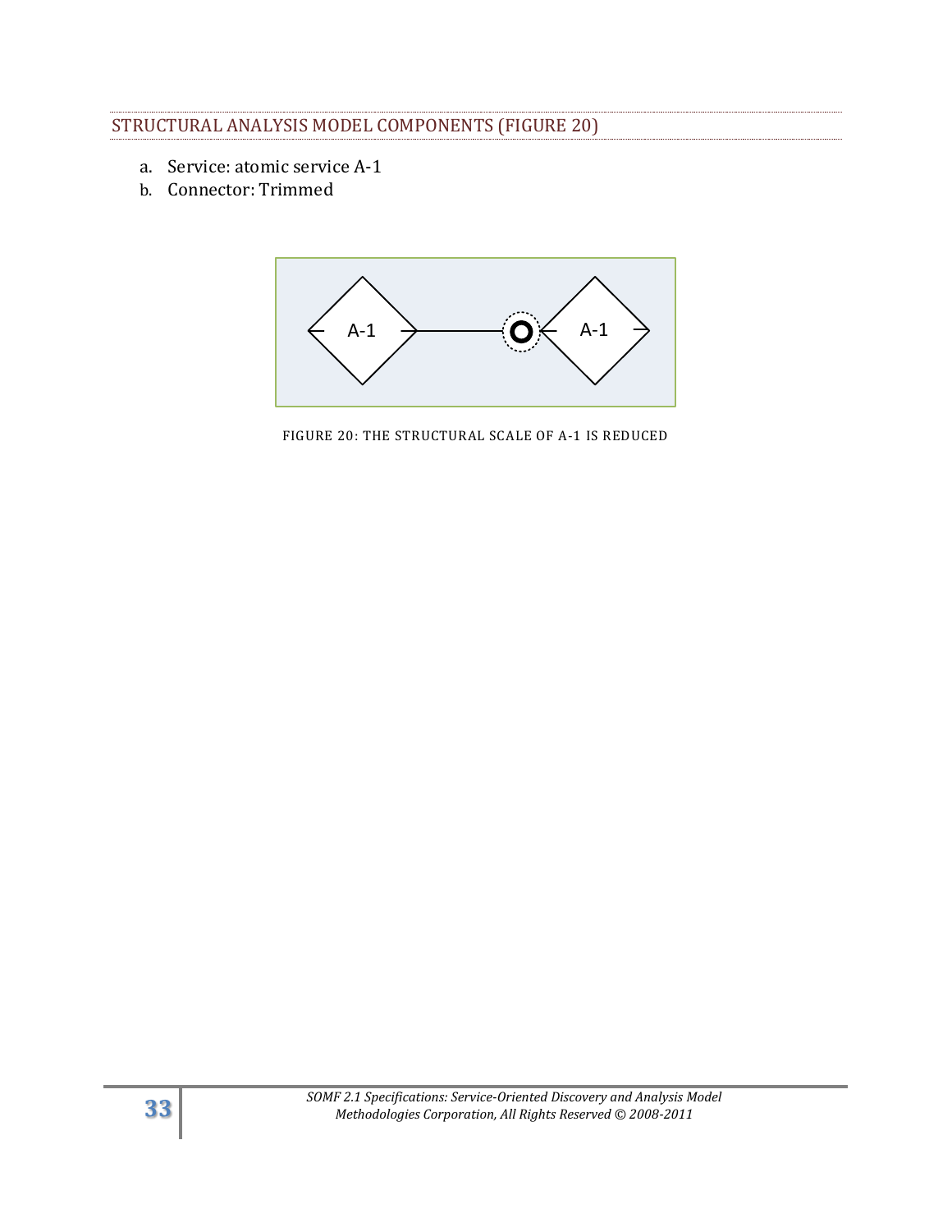## STRUCTURAL ANALYSIS MODEL COMPONENTS (FIGURE 20)

a. Service: atomic service A-1
b. Connector: Trimmed

FIGURE 20: THE STRUCTURAL SCALE OF A-1 IS REDUCED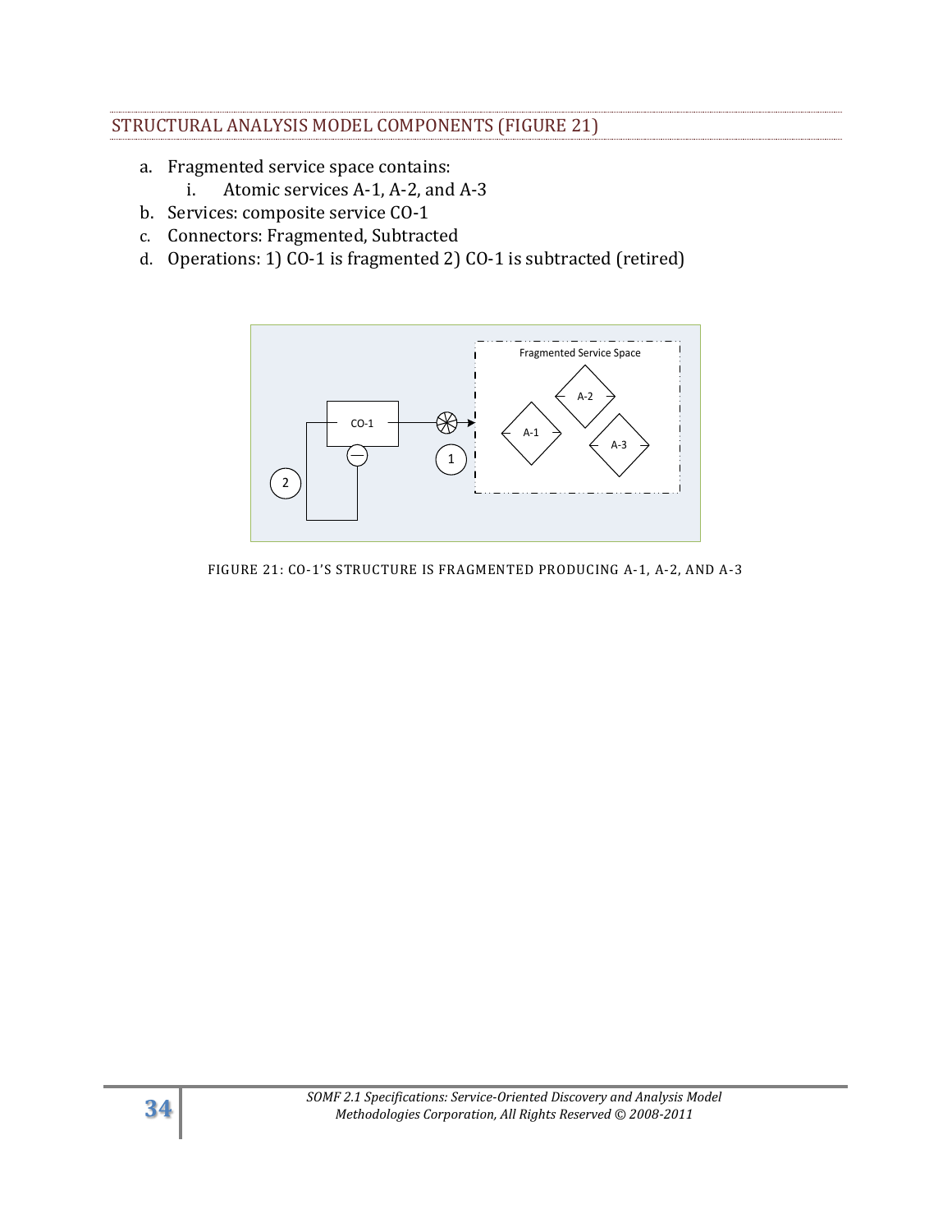## STRUCTURAL ANALYSIS MODEL COMPONENTS (FIGURE 21)

a. Fragmented service space contains:
   i. Atomic services A-1, A-2, and A-3
b. Services: composite service CO-1
c. Connectors: Fragmented, Subtracted
d. Operations: 1) CO-1 is fragmented 2) CO-1 is subtracted (retired)

FIGURE 21: CO-1'S STRUCTURE IS FRAGMENTED PRODUCING A-1, A-2, AND A-3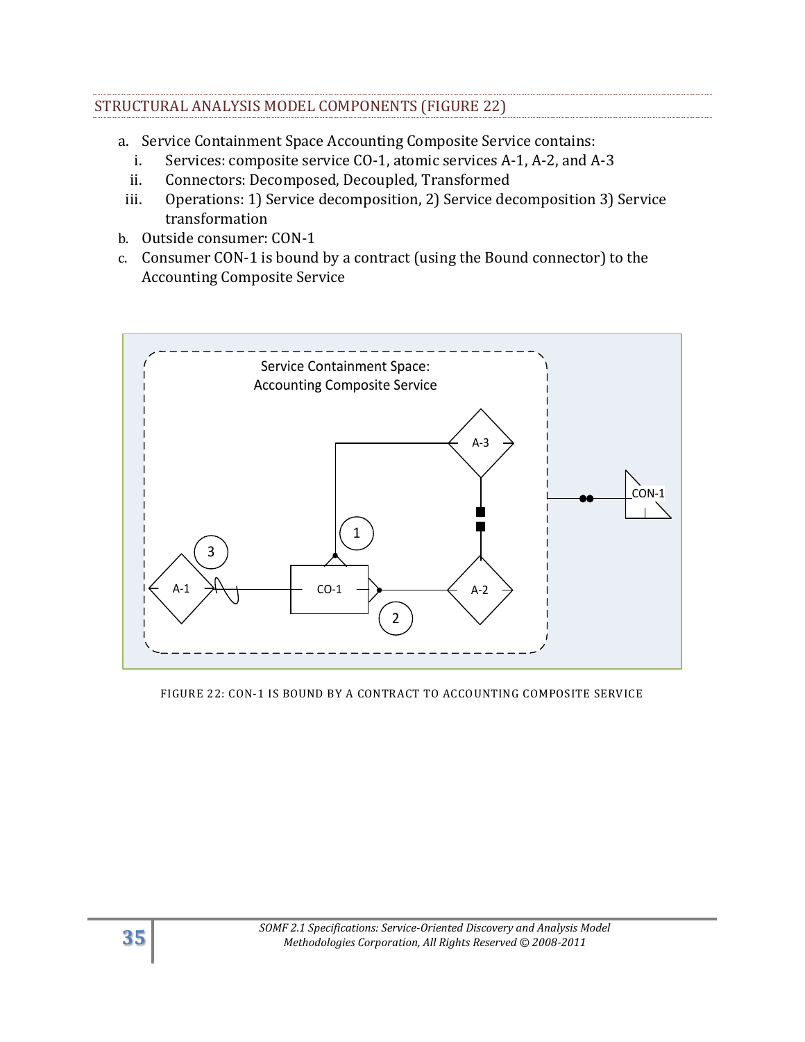## STRUCTURAL ANALYSIS MODEL COMPONENTS (FIGURE 22)

a. Service Containment Space Accounting Composite Service contains:
   i. Services: composite service CO-1, atomic services A-1, A-2, and A-3
   ii. Connectors: Decomposed, Decoupled, Transformed
   iii. Operations: 1) Service decomposition, 2) Service decomposition 3) Service transformation

b. Outside consumer: CON-1

c. Consumer CON-1 is bound by a contract (using the Bound connector) to the Accounting Composite Service

FIGURE 22: CON-1 IS BOUND BY A CONTRACT TO ACCOUNTING COMPOSITE SERVICE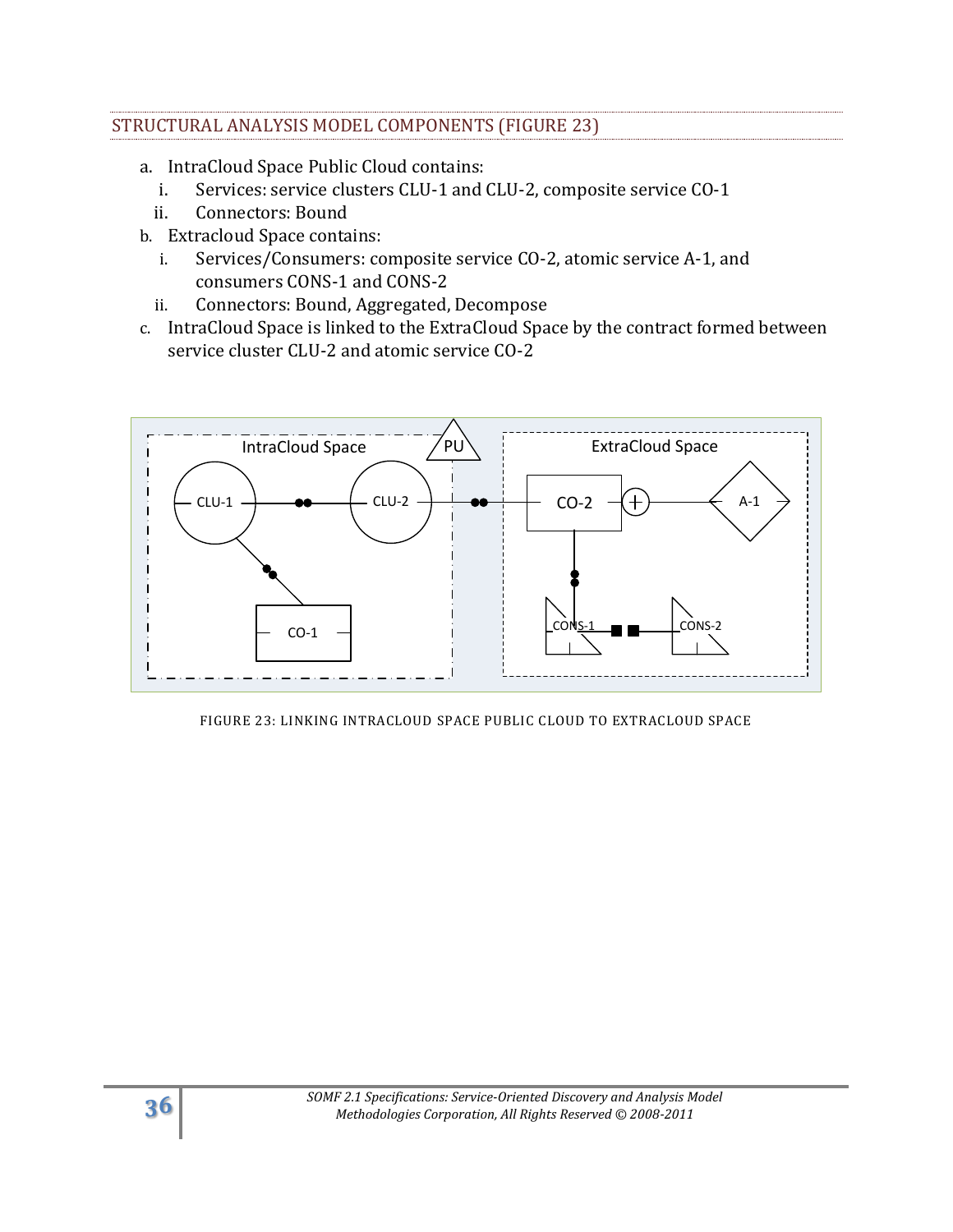## STRUCTURAL ANALYSIS MODEL COMPONENTS (FIGURE 23)

a. IntraCloud Space Public Cloud contains:
   i. Services: service clusters CLU-1 and CLU-2, composite service CO-1
   ii. Connectors: Bound
b. Extracloud Space contains:
   i. Services/Consumers: composite service CO-2, atomic service A-1, and consumers CONS-1 and CONS-2
   ii. Connectors: Bound, Aggregated, Decompose
c. IntraCloud Space is linked to the ExtraCloud Space by the contract formed between service cluster CLU-2 and atomic service CO-2

FIGURE 23: LINKING INTRACLOUD SPACE PUBLIC CLOUD TO EXTRACLOUD SPACE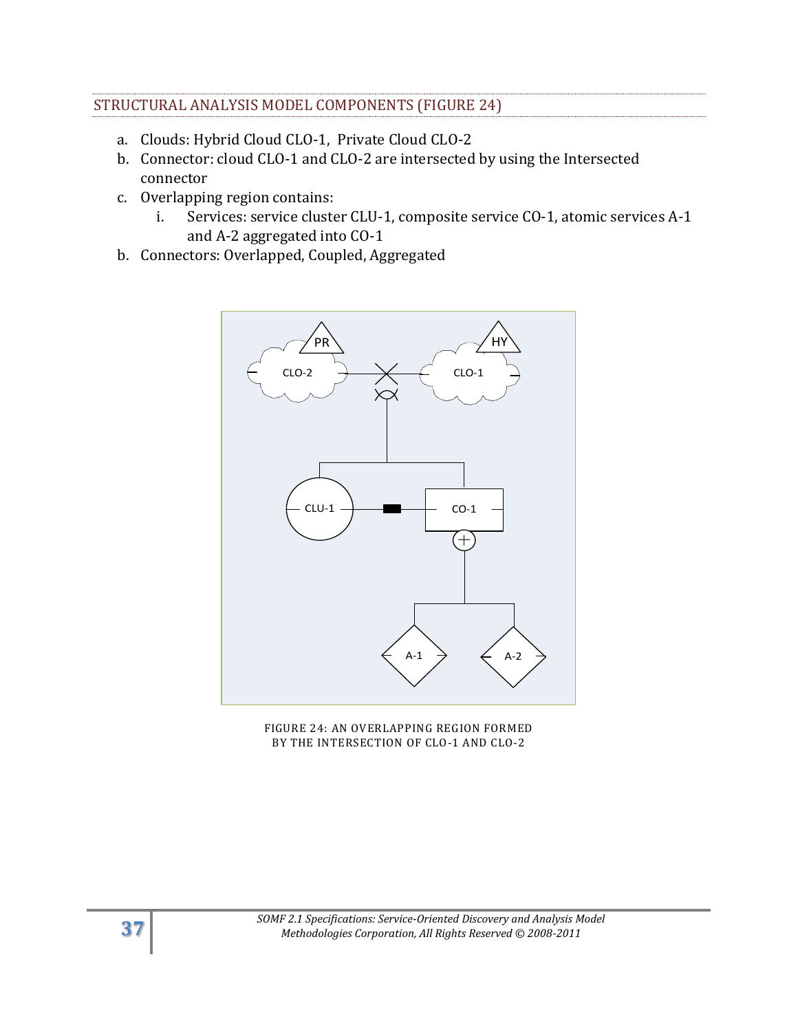## STRUCTURAL ANALYSIS MODEL COMPONENTS (FIGURE 24)

a. Clouds: Hybrid Cloud CLO-1, Private Cloud CLO-2
b. Connector: cloud CLO-1 and CLO-2 are intersected by using the Intersected connector
c. Overlapping region contains:
   i. Services: service cluster CLU-1, composite service CO-1, atomic services A-1 and A-2 aggregated into CO-1
b. Connectors: Overlapped, Coupled, Aggregated

FIGURE 24: AN OVERLAPPING REGION FORMED BY THE INTERSECTION OF CLO-1 AND CLO-2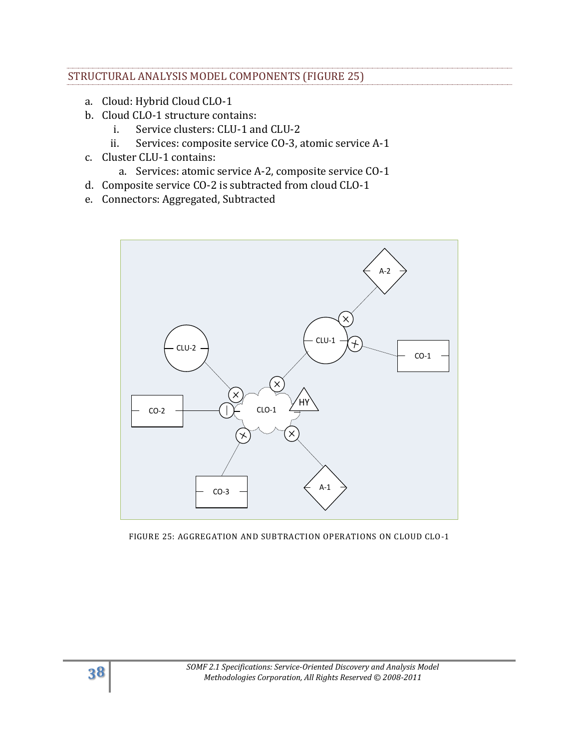## STRUCTURAL ANALYSIS MODEL COMPONENTS (FIGURE 25)

a. Cloud: Hybrid Cloud CLO-1
b. Cloud CLO-1 structure contains:
   i. Service clusters: CLU-1 and CLU-2
   ii. Services: composite service CO-3, atomic service A-1
c. Cluster CLU-1 contains:
   a. Services: atomic service A-2, composite service CO-1
d. Composite service CO-2 is subtracted from cloud CLO-1
e. Connectors: Aggregated, Subtracted

FIGURE 25: AGGREGATION AND SUBTRACTION OPERATIONS ON CLOUD CLO-1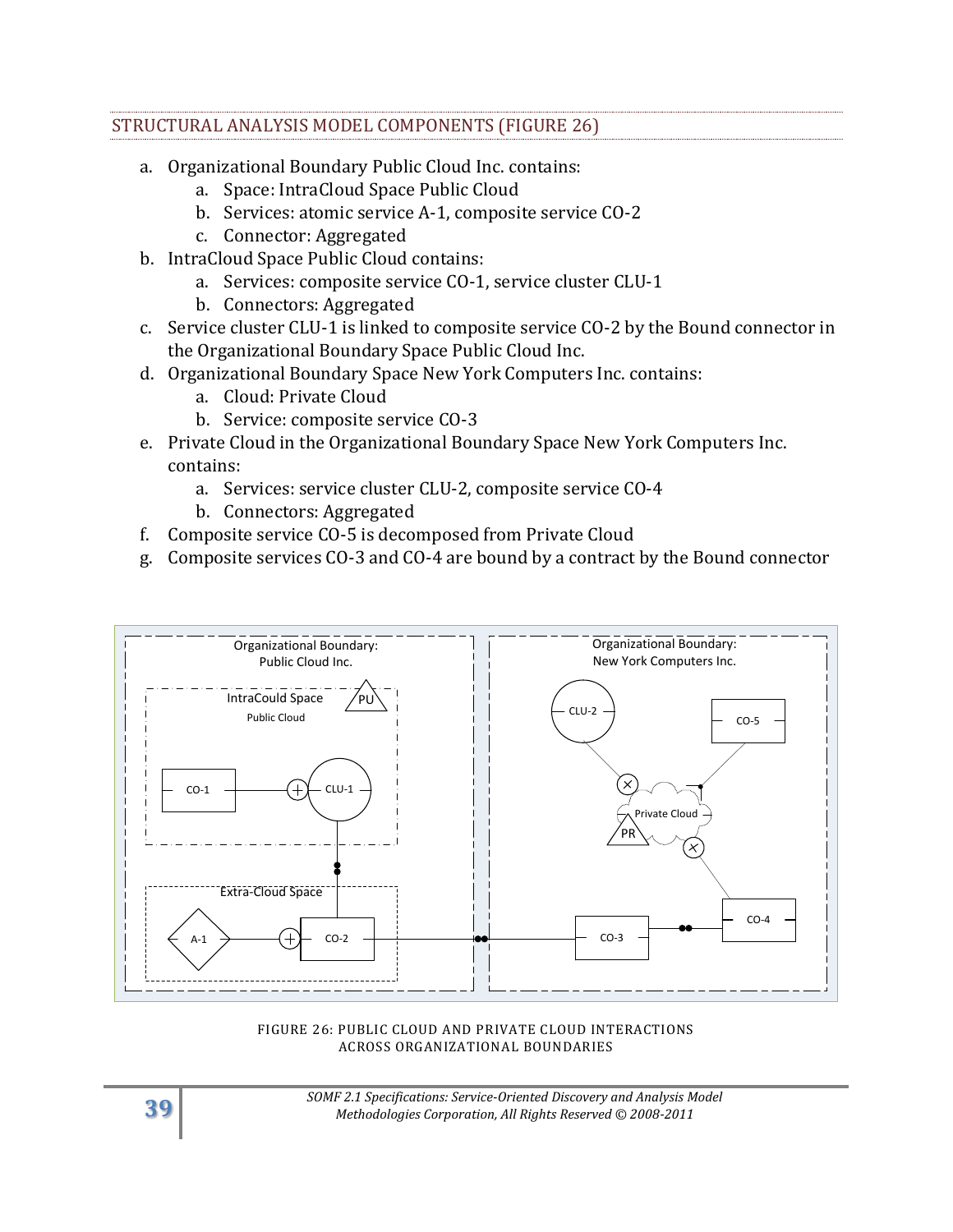## STRUCTURAL ANALYSIS MODEL COMPONENTS (FIGURE 26)

a. Organizational Boundary Public Cloud Inc. contains:
    a. Space: IntraCloud Space Public Cloud
    b. Services: atomic service A-1, composite service CO-2
    c. Connector: Aggregated
b. IntraCloud Space Public Cloud contains:
    a. Services: composite service CO-1, service cluster CLU-1
    b. Connectors: Aggregated
c. Service cluster CLU-1 is linked to composite service CO-2 by the Bound connector in the Organizational Boundary Space Public Cloud Inc.
d. Organizational Boundary Space New York Computers Inc. contains:
    a. Cloud: Private Cloud
    b. Service: composite service CO-3
e. Private Cloud in the Organizational Boundary Space New York Computers Inc. contains:
    a. Services: service cluster CLU-2, composite service CO-4
    b. Connectors: Aggregated
f. Composite service CO-5 is decomposed from Private Cloud
g. Composite services CO-3 and CO-4 are bound by a contract by the Bound connector

Organizational Boundary: Public Cloud Inc.

IntraCould Space

Public Cloud

PU

CO-1

CLU-1

Extra-Cloud Space

A-1

CO-2

Organizational Boundary: New York Computers Inc.

CLU-2

CO-5

Private Cloud

PR

CO-3

CO-4

FIGURE 26: PUBLIC CLOUD AND PRIVATE CLOUD INTERACTIONS ACROSS ORGANIZATIONAL BOUNDARIES